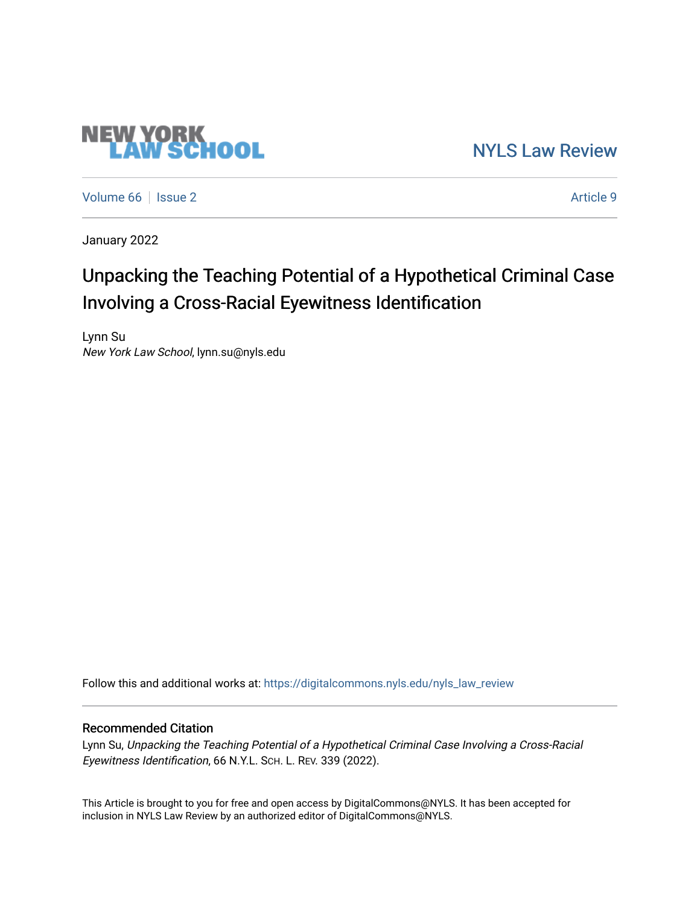NEW YORK LAW SCHOOL

NYLS Law Review

Volume 66 | Issue 2 | Article 9

January 2022

# Unpacking the Teaching Potential of a Hypothetical Criminal Case Involving a Cross-Racial Eyewitness Identification

Lynn Su
*New York Law School*, lynn.su@nyls.edu

Follow this and additional works at: https://digitalcommons.nyls.edu/nyls_law_review

## Recommended Citation

Lynn Su, *Unpacking the Teaching Potential of a Hypothetical Criminal Case Involving a Cross-Racial Eyewitness Identification*, 66 N.Y.L. Sch. L. Rev. 339 (2022).

This Article is brought to you for free and open access by DigitalCommons@NYLS. It has been accepted for inclusion in NYLS Law Review by an authorized editor of DigitalCommons@NYLS.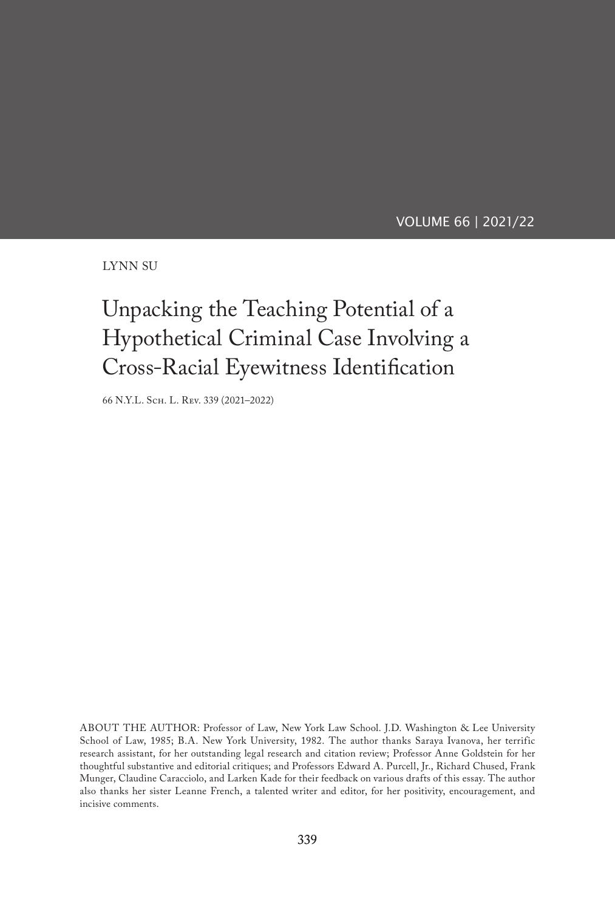VOLUME 66 | 2021/22

LYNN SU

# Unpacking the Teaching Potential of a Hypothetical Criminal Case Involving a Cross-Racial Eyewitness Identification

66 N.Y.L. Sch. L. Rev. 339 (2021–2022)

ABOUT THE AUTHOR: Professor of Law, New York Law School. J.D. Washington & Lee University School of Law, 1985; B.A. New York University, 1982. The author thanks Saraya Ivanova, her terrific research assistant, for her outstanding legal research and citation review; Professor Anne Goldstein for her thoughtful substantive and editorial critiques; and Professors Edward A. Purcell, Jr., Richard Chused, Frank Munger, Claudine Caracciolo, and Larken Kade for their feedback on various drafts of this essay. The author also thanks her sister Leanne French, a talented writer and editor, for her positivity, encouragement, and incisive comments.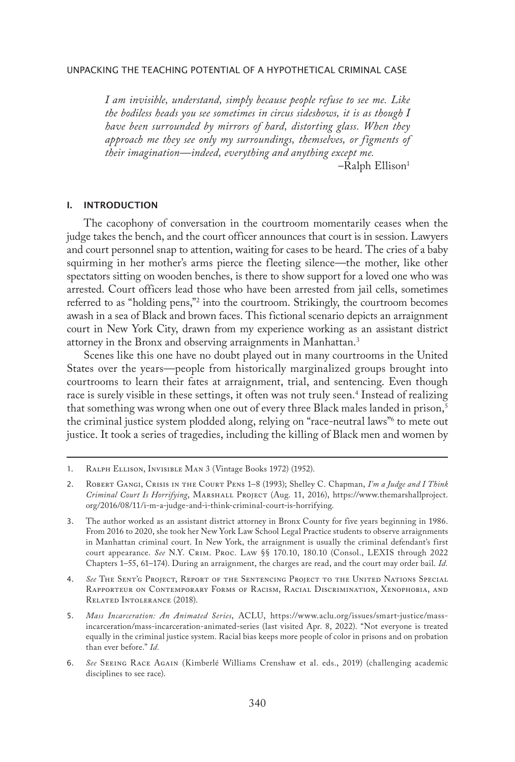*I am invisible, understand, simply because people refuse to see me. Like the bodiless heads you see sometimes in circus sideshows, it is as though I have been surrounded by mirrors of hard, distorting glass. When they approach me they see only my surroundings, themselves, or figments of their imagination—indeed, everything and anything except me.*

–Ralph Ellison[1]

## I. INTRODUCTION

The cacophony of conversation in the courtroom momentarily ceases when the judge takes the bench, and the court officer announces that court is in session. Lawyers and court personnel snap to attention, waiting for cases to be heard. The cries of a baby squirming in her mother's arms pierce the fleeting silence—the mother, like other spectators sitting on wooden benches, is there to show support for a loved one who was arrested. Court officers lead those who have been arrested from jail cells, sometimes referred to as "holding pens,"[2] into the courtroom. Strikingly, the courtroom becomes awash in a sea of Black and brown faces. This fictional scenario depicts an arraignment court in New York City, drawn from my experience working as an assistant district attorney in the Bronx and observing arraignments in Manhattan.[3]

Scenes like this one have no doubt played out in many courtrooms in the United States over the years—people from historically marginalized groups brought into courtrooms to learn their fates at arraignment, trial, and sentencing. Even though race is surely visible in these settings, it often was not truly seen.[4] Instead of realizing that something was wrong when one out of every three Black males landed in prison,[5] the criminal justice system plodded along, relying on "race-neutral laws"[6] to mete out justice. It took a series of tragedies, including the killing of Black men and women by

---

1. Ralph Ellison, Invisible Man 3 (Vintage Books 1972) (1952).

2. Robert Gangi, Crisis in the Court Pens 1–8 (1993); Shelley C. Chapman, *I'm a Judge and I Think Criminal Court Is Horrifying*, Marshall Project (Aug. 11, 2016), https://www.themarshallproject.org/2016/08/11/i-m-a-judge-and-i-think-criminal-court-is-horrifying.

3. The author worked as an assistant district attorney in Bronx County for five years beginning in 1986. From 2016 to 2020, she took her New York Law School Legal Practice students to observe arraignments in Manhattan criminal court. In New York, the arraignment is usually the criminal defendant's first court appearance. *See* N.Y. Crim. Proc. Law §§ 170.10, 180.10 (Consol., LEXIS through 2022 Chapters 1–55, 61–174). During an arraignment, the charges are read, and the court may order bail. *Id.*

4. *See* The Sent'g Project, Report of the Sentencing Project to the United Nations Special Rapporteur on Contemporary Forms of Racism, Racial Discrimination, Xenophobia, and Related Intolerance (2018).

5. *Mass Incarceration: An Animated Series*, ACLU, https://www.aclu.org/issues/smart-justice/mass-incarceration/mass-incarceration-animated-series (last visited Apr. 8, 2022). "Not everyone is treated equally in the criminal justice system. Racial bias keeps more people of color in prisons and on probation than ever before." *Id.*

6. *See* Seeing Race Again (Kimberlé Williams Crenshaw et al. eds., 2019) (challenging academic disciplines to see race).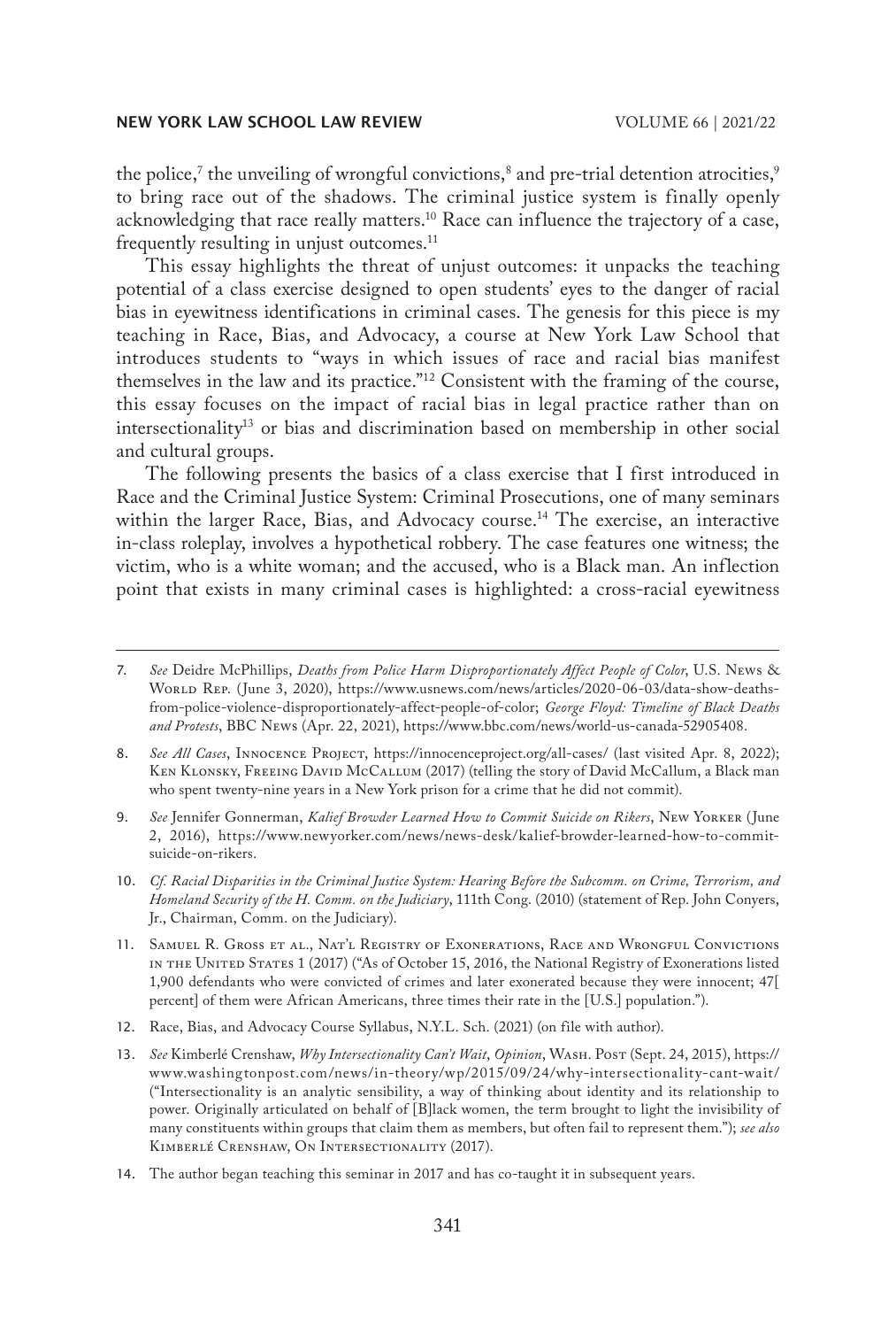the police,[7] the unveiling of wrongful convictions,[8] and pre-trial detention atrocities,[9] to bring race out of the shadows. The criminal justice system is finally openly acknowledging that race really matters.[10] Race can influence the trajectory of a case, frequently resulting in unjust outcomes.[11]

This essay highlights the threat of unjust outcomes: it unpacks the teaching potential of a class exercise designed to open students' eyes to the danger of racial bias in eyewitness identifications in criminal cases. The genesis for this piece is my teaching in Race, Bias, and Advocacy, a course at New York Law School that introduces students to "ways in which issues of race and racial bias manifest themselves in the law and its practice."[12] Consistent with the framing of the course, this essay focuses on the impact of racial bias in legal practice rather than on intersectionality[13] or bias and discrimination based on membership in other social and cultural groups.

The following presents the basics of a class exercise that I first introduced in Race and the Criminal Justice System: Criminal Prosecutions, one of many seminars within the larger Race, Bias, and Advocacy course.[14] The exercise, an interactive in-class roleplay, involves a hypothetical robbery. The case features one witness; the victim, who is a white woman; and the accused, who is a Black man. An inflection point that exists in many criminal cases is highlighted: a cross-racial eyewitness

---

7. *See* Deidre McPhillips, *Deaths from Police Harm Disproportionately Affect People of Color*, U.S. News & World Rep. (June 3, 2020), https://www.usnews.com/news/articles/2020-06-03/data-show-deaths-from-police-violence-disproportionately-affect-people-of-color; *George Floyd: Timeline of Black Deaths and Protests*, BBC News (Apr. 22, 2021), https://www.bbc.com/news/world-us-canada-52905408.

8. *See All Cases*, Innocence Project, https://innocenceproject.org/all-cases/ (last visited Apr. 8, 2022); Ken Klonsky, Freeing David McCallum (2017) (telling the story of David McCallum, a Black man who spent twenty-nine years in a New York prison for a crime that he did not commit).

9. *See* Jennifer Gonnerman, *Kalief Browder Learned How to Commit Suicide on Rikers*, New Yorker (June 2, 2016), https://www.newyorker.com/news/news-desk/kalief-browder-learned-how-to-commit-suicide-on-rikers.

10. *Cf. Racial Disparities in the Criminal Justice System: Hearing Before the Subcomm. on Crime, Terrorism, and Homeland Security of the H. Comm. on the Judiciary*, 111th Cong. (2010) (statement of Rep. John Conyers, Jr., Chairman, Comm. on the Judiciary).

11. Samuel R. Gross et al., Nat'l Registry of Exonerations, Race and Wrongful Convictions in the United States 1 (2017) ("As of October 15, 2016, the National Registry of Exonerations listed 1,900 defendants who were convicted of crimes and later exonerated because they were innocent; 47[ percent] of them were African Americans, three times their rate in the [U.S.] population.").

12. Race, Bias, and Advocacy Course Syllabus, N.Y.L. Sch. (2021) (on file with author).

13. *See* Kimberlé Crenshaw, *Why Intersectionality Can't Wait*, *Opinion*, Wash. Post (Sept. 24, 2015), https://www.washingtonpost.com/news/in-theory/wp/2015/09/24/why-intersectionality-cant-wait/ ("Intersectionality is an analytic sensibility, a way of thinking about identity and its relationship to power. Originally articulated on behalf of [B]lack women, the term brought to light the invisibility of many constituents within groups that claim them as members, but often fail to represent them."); *see also* Kimberlé Crenshaw, On Intersectionality (2017).

14. The author began teaching this seminar in 2017 and has co-taught it in subsequent years.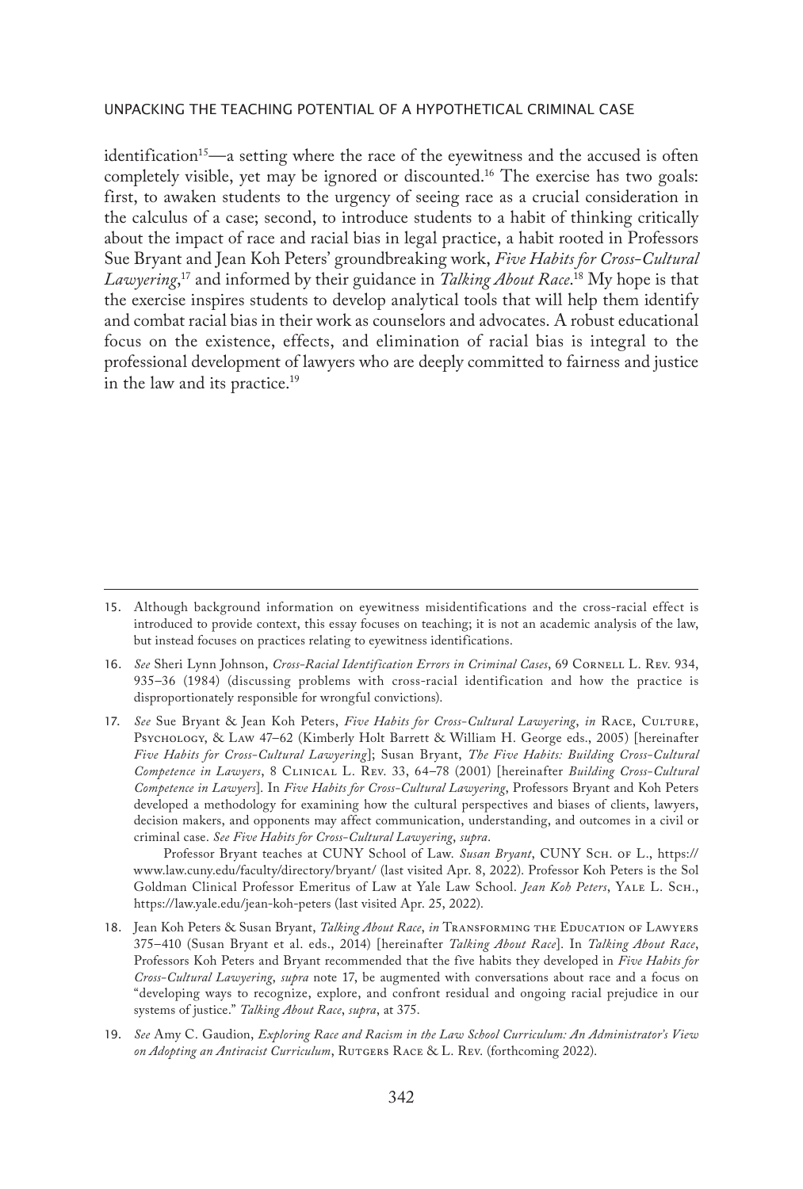identification[15]—a setting where the race of the eyewitness and the accused is often completely visible, yet may be ignored or discounted.[16] The exercise has two goals: first, to awaken students to the urgency of seeing race as a crucial consideration in the calculus of a case; second, to introduce students to a habit of thinking critically about the impact of race and racial bias in legal practice, a habit rooted in Professors Sue Bryant and Jean Koh Peters' groundbreaking work, *Five Habits for Cross-Cultural Lawyering*,[17] and informed by their guidance in *Talking About Race*.[18] My hope is that the exercise inspires students to develop analytical tools that will help them identify and combat racial bias in their work as counselors and advocates. A robust educational focus on the existence, effects, and elimination of racial bias is integral to the professional development of lawyers who are deeply committed to fairness and justice in the law and its practice.[19]

---

15. Although background information on eyewitness misidentifications and the cross-racial effect is introduced to provide context, this essay focuses on teaching; it is not an academic analysis of the law, but instead focuses on practices relating to eyewitness identifications.

16. *See* Sheri Lynn Johnson, *Cross-Racial Identification Errors in Criminal Cases*, 69 Cornell L. Rev. 934, 935–36 (1984) (discussing problems with cross-racial identification and how the practice is disproportionately responsible for wrongful convictions).

17. *See* Sue Bryant & Jean Koh Peters, *Five Habits for Cross-Cultural Lawyering*, *in* Race, Culture, Psychology, & Law 47–62 (Kimberly Holt Barrett & William H. George eds., 2005) [hereinafter *Five Habits for Cross-Cultural Lawyering*]; Susan Bryant, *The Five Habits: Building Cross-Cultural Competence in Lawyers*, 8 Clinical L. Rev. 33, 64–78 (2001) [hereinafter *Building Cross-Cultural Competence in Lawyers*]. In *Five Habits for Cross-Cultural Lawyering*, Professors Bryant and Koh Peters developed a methodology for examining how the cultural perspectives and biases of clients, lawyers, decision makers, and opponents may affect communication, understanding, and outcomes in a civil or criminal case. *See Five Habits for Cross-Cultural Lawyering*, *supra*.

    Professor Bryant teaches at CUNY School of Law. *Susan Bryant*, CUNY Sch. of L., https://www.law.cuny.edu/faculty/directory/bryant/ (last visited Apr. 8, 2022). Professor Koh Peters is the Sol Goldman Clinical Professor Emeritus of Law at Yale Law School. *Jean Koh Peters*, Yale L. Sch., https://law.yale.edu/jean-koh-peters (last visited Apr. 25, 2022).

18. Jean Koh Peters & Susan Bryant, *Talking About Race*, *in* Transforming the Education of Lawyers 375–410 (Susan Bryant et al. eds., 2014) [hereinafter *Talking About Race*]. In *Talking About Race*, Professors Koh Peters and Bryant recommended that the five habits they developed in *Five Habits for Cross-Cultural Lawyering*, *supra* note 17, be augmented with conversations about race and a focus on "developing ways to recognize, explore, and confront residual and ongoing racial prejudice in our systems of justice." *Talking About Race*, *supra*, at 375.

19. *See* Amy C. Gaudion, *Exploring Race and Racism in the Law School Curriculum: An Administrator's View on Adopting an Antiracist Curriculum*, Rutgers Race & L. Rev. (forthcoming 2022).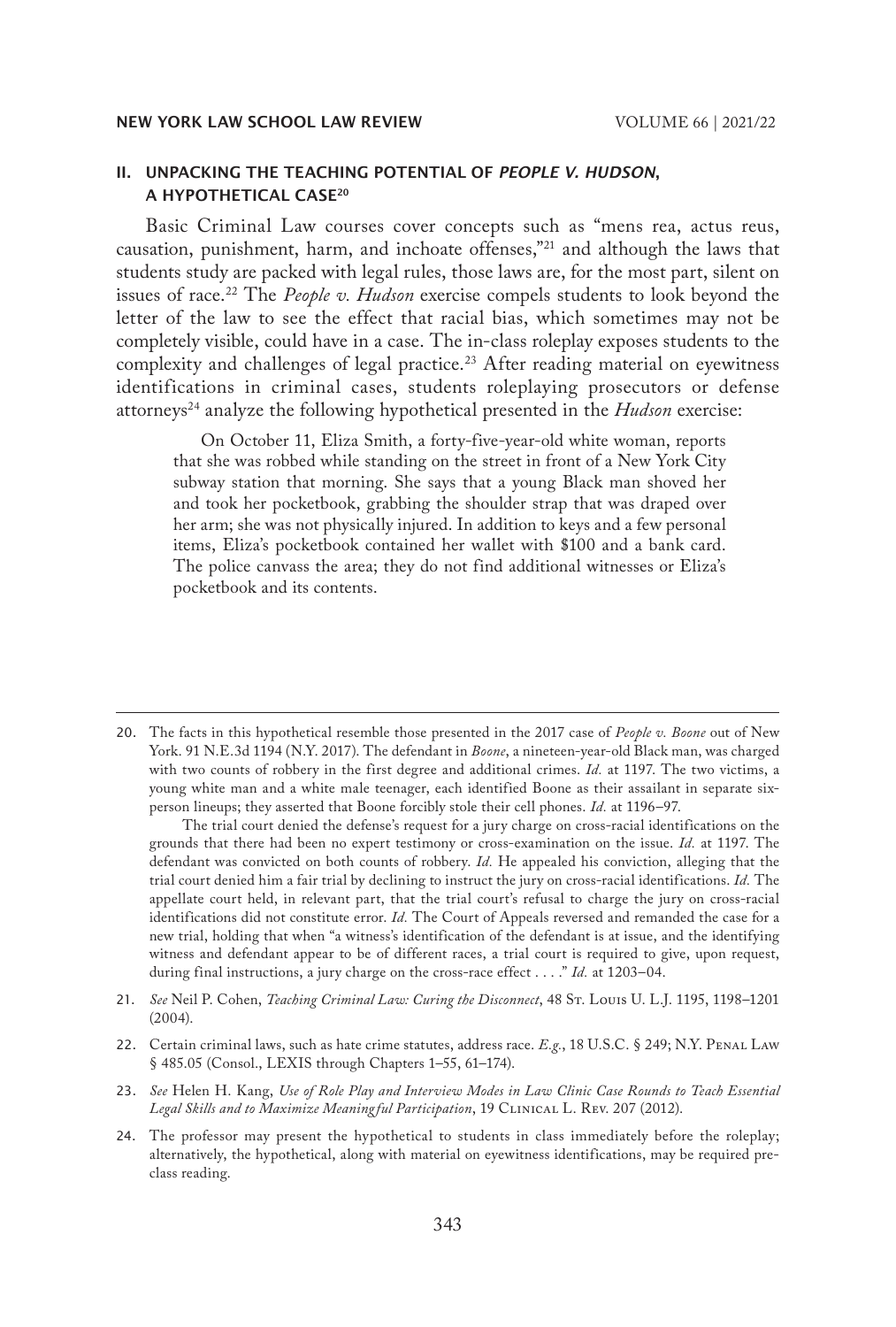## II. UNPACKING THE TEACHING POTENTIAL OF *PEOPLE V. HUDSON*, A HYPOTHETICAL CASE[20]

Basic Criminal Law courses cover concepts such as "mens rea, actus reus, causation, punishment, harm, and inchoate offenses,"[21] and although the laws that students study are packed with legal rules, those laws are, for the most part, silent on issues of race.[22] The *People v. Hudson* exercise compels students to look beyond the letter of the law to see the effect that racial bias, which sometimes may not be completely visible, could have in a case. The in-class roleplay exposes students to the complexity and challenges of legal practice.[23] After reading material on eyewitness identifications in criminal cases, students roleplaying prosecutors or defense attorneys[24] analyze the following hypothetical presented in the *Hudson* exercise:

> On October 11, Eliza Smith, a forty-five-year-old white woman, reports that she was robbed while standing on the street in front of a New York City subway station that morning. She says that a young Black man shoved her and took her pocketbook, grabbing the shoulder strap that was draped over her arm; she was not physically injured. In addition to keys and a few personal items, Eliza's pocketbook contained her wallet with $100 and a bank card. The police canvass the area; they do not find additional witnesses or Eliza's pocketbook and its contents.

---

20. The facts in this hypothetical resemble those presented in the 2017 case of *People v. Boone* out of New York. 91 N.E.3d 1194 (N.Y. 2017). The defendant in *Boone*, a nineteen-year-old Black man, was charged with two counts of robbery in the first degree and additional crimes. *Id.* at 1197. The two victims, a young white man and a white male teenager, each identified Boone as their assailant in separate six-person lineups; they asserted that Boone forcibly stole their cell phones. *Id.* at 1196–97.

    The trial court denied the defense's request for a jury charge on cross-racial identifications on the grounds that there had been no expert testimony or cross-examination on the issue. *Id.* at 1197. The defendant was convicted on both counts of robbery. *Id.* He appealed his conviction, alleging that the trial court denied him a fair trial by declining to instruct the jury on cross-racial identifications. *Id.* The appellate court held, in relevant part, that the trial court's refusal to charge the jury on cross-racial identifications did not constitute error. *Id.* The Court of Appeals reversed and remanded the case for a new trial, holding that when "a witness's identification of the defendant is at issue, and the identifying witness and defendant appear to be of different races, a trial court is required to give, upon request, during final instructions, a jury charge on the cross-race effect . . . ." *Id.* at 1203–04.

21. *See* Neil P. Cohen, *Teaching Criminal Law: Curing the Disconnect*, 48 St. Louis U. L.J. 1195, 1198–1201 (2004).

22. Certain criminal laws, such as hate crime statutes, address race. *E.g.*, 18 U.S.C. § 249; N.Y. Penal Law § 485.05 (Consol., LEXIS through Chapters 1–55, 61–174).

23. *See* Helen H. Kang, *Use of Role Play and Interview Modes in Law Clinic Case Rounds to Teach Essential Legal Skills and to Maximize Meaningful Participation*, 19 Clinical L. Rev. 207 (2012).

24. The professor may present the hypothetical to students in class immediately before the roleplay; alternatively, the hypothetical, along with material on eyewitness identifications, may be required pre-class reading.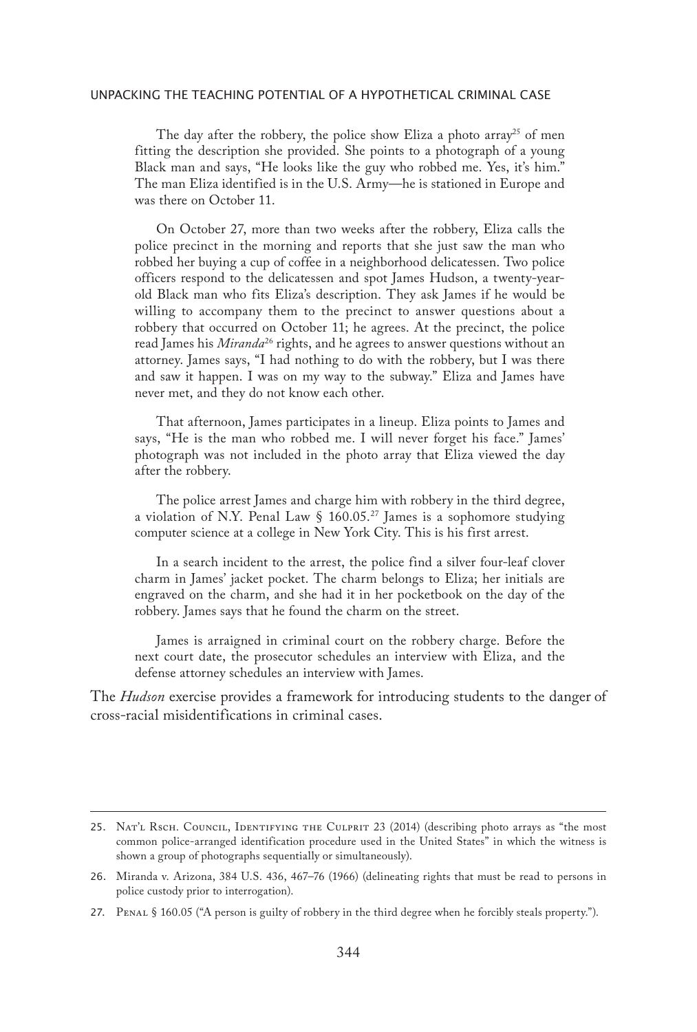The day after the robbery, the police show Eliza a photo array[25] of men fitting the description she provided. She points to a photograph of a young Black man and says, "He looks like the guy who robbed me. Yes, it's him." The man Eliza identified is in the U.S. Army—he is stationed in Europe and was there on October 11.

On October 27, more than two weeks after the robbery, Eliza calls the police precinct in the morning and reports that she just saw the man who robbed her buying a cup of coffee in a neighborhood delicatessen. Two police officers respond to the delicatessen and spot James Hudson, a twenty-year-old Black man who fits Eliza's description. They ask James if he would be willing to accompany them to the precinct to answer questions about a robbery that occurred on October 11; he agrees. At the precinct, the police read James his *Miranda*[26] rights, and he agrees to answer questions without an attorney. James says, "I had nothing to do with the robbery, but I was there and saw it happen. I was on my way to the subway." Eliza and James have never met, and they do not know each other.

That afternoon, James participates in a lineup. Eliza points to James and says, "He is the man who robbed me. I will never forget his face." James' photograph was not included in the photo array that Eliza viewed the day after the robbery.

The police arrest James and charge him with robbery in the third degree, a violation of N.Y. Penal Law § 160.05.[27] James is a sophomore studying computer science at a college in New York City. This is his first arrest.

In a search incident to the arrest, the police find a silver four-leaf clover charm in James' jacket pocket. The charm belongs to Eliza; her initials are engraved on the charm, and she had it in her pocketbook on the day of the robbery. James says that he found the charm on the street.

James is arraigned in criminal court on the robbery charge. Before the next court date, the prosecutor schedules an interview with Eliza, and the defense attorney schedules an interview with James.

The *Hudson* exercise provides a framework for introducing students to the danger of cross-racial misidentifications in criminal cases.

---

25. Nat'l Rsch. Council, Identifying the Culprit 23 (2014) (describing photo arrays as "the most common police-arranged identification procedure used in the United States" in which the witness is shown a group of photographs sequentially or simultaneously).

26. Miranda v. Arizona, 384 U.S. 436, 467–76 (1966) (delineating rights that must be read to persons in police custody prior to interrogation).

27. Penal § 160.05 ("A person is guilty of robbery in the third degree when he forcibly steals property.").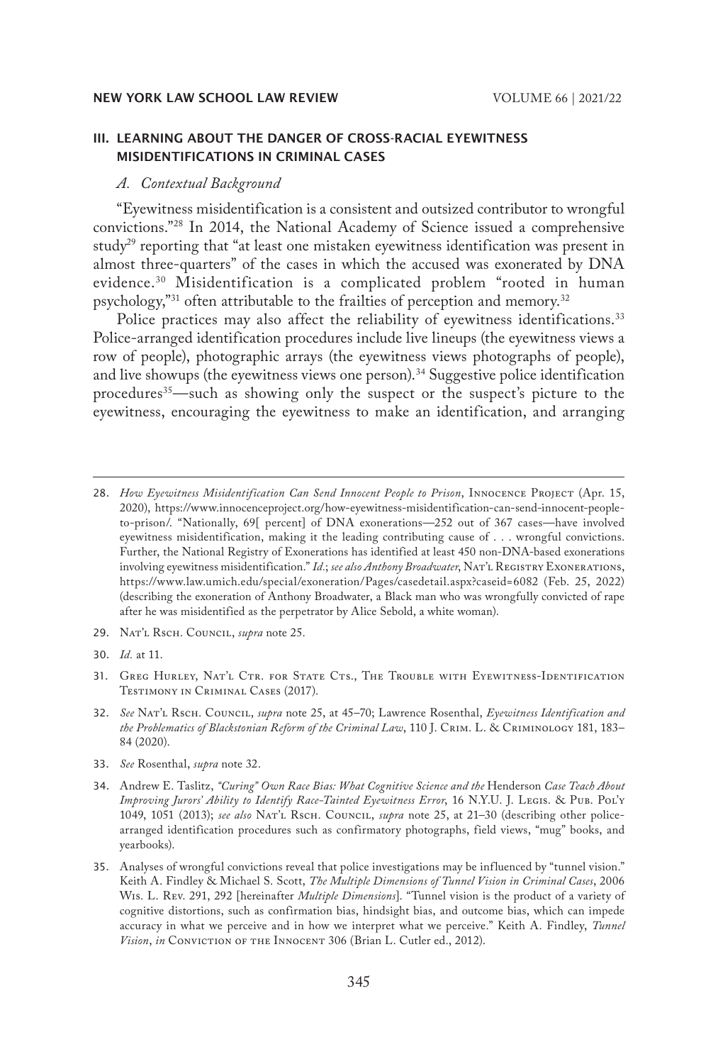## III. LEARNING ABOUT THE DANGER OF CROSS-RACIAL EYEWITNESS MISIDENTIFICATIONS IN CRIMINAL CASES

### *A. Contextual Background*

"Eyewitness misidentification is a consistent and outsized contributor to wrongful convictions."[28] In 2014, the National Academy of Science issued a comprehensive study[29] reporting that "at least one mistaken eyewitness identification was present in almost three-quarters" of the cases in which the accused was exonerated by DNA evidence.[30] Misidentification is a complicated problem "rooted in human psychology,"[31] often attributable to the frailties of perception and memory.[32]

Police practices may also affect the reliability of eyewitness identifications.[33] Police-arranged identification procedures include live lineups (the eyewitness views a row of people), photographic arrays (the eyewitness views photographs of people), and live showups (the eyewitness views one person).[34] Suggestive police identification procedures[35]—such as showing only the suspect or the suspect's picture to the eyewitness, encouraging the eyewitness to make an identification, and arranging

---

28. *How Eyewitness Misidentification Can Send Innocent People to Prison*, Innocence Project (Apr. 15, 2020), https://www.innocenceproject.org/how-eyewitness-misidentification-can-send-innocent-people-to-prison/. "Nationally, 69[ percent] of DNA exonerations—252 out of 367 cases—have involved eyewitness misidentification, making it the leading contributing cause of . . . wrongful convictions. Further, the National Registry of Exonerations has identified at least 450 non-DNA-based exonerations involving eyewitness misidentification." *Id.*; *see also Anthony Broadwater*, Nat'l Registry Exonerations, https://www.law.umich.edu/special/exoneration/Pages/casedetail.aspx?caseid=6082 (Feb. 25, 2022) (describing the exoneration of Anthony Broadwater, a Black man who was wrongfully convicted of rape after he was misidentified as the perpetrator by Alice Sebold, a white woman).

29. Nat'l Rsch. Council, *supra* note 25.

30. *Id.* at 11.

31. Greg Hurley, Nat'l Ctr. for State Cts., The Trouble with Eyewitness-Identification Testimony in Criminal Cases (2017).

32. *See* Nat'l Rsch. Council, *supra* note 25, at 45–70; Lawrence Rosenthal, *Eyewitness Identification and the Problematics of Blackstonian Reform of the Criminal Law*, 110 J. Crim. L. & Criminology 181, 183–84 (2020).

33. *See* Rosenthal, *supra* note 32.

34. Andrew E. Taslitz, *"Curing" Own Race Bias: What Cognitive Science and the* Henderson *Case Teach About Improving Jurors' Ability to Identify Race-Tainted Eyewitness Error*, 16 N.Y.U. J. Legis. & Pub. Pol'y 1049, 1051 (2013); *see also* Nat'l Rsch. Council, *supra* note 25, at 21–30 (describing other police-arranged identification procedures such as confirmatory photographs, field views, "mug" books, and yearbooks).

35. Analyses of wrongful convictions reveal that police investigations may be influenced by "tunnel vision." Keith A. Findley & Michael S. Scott, *The Multiple Dimensions of Tunnel Vision in Criminal Cases*, 2006 Wis. L. Rev. 291, 292 [hereinafter *Multiple Dimensions*]. "Tunnel vision is the product of a variety of cognitive distortions, such as confirmation bias, hindsight bias, and outcome bias, which can impede accuracy in what we perceive and in how we interpret what we perceive." Keith A. Findley, *Tunnel Vision*, *in* Conviction of the Innocent 306 (Brian L. Cutler ed., 2012).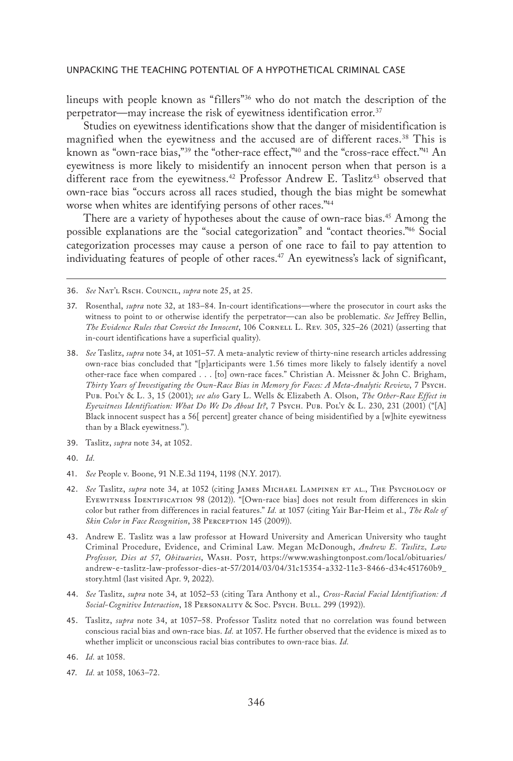lineups with people known as "fillers"[36] who do not match the description of the perpetrator—may increase the risk of eyewitness identification error.[37]

Studies on eyewitness identifications show that the danger of misidentification is magnified when the eyewitness and the accused are of different races.[38] This is known as "own-race bias,"[39] the "other-race effect,"[40] and the "cross-race effect."[41] An eyewitness is more likely to misidentify an innocent person when that person is a different race from the eyewitness.[42] Professor Andrew E. Taslitz[43] observed that own-race bias "occurs across all races studied, though the bias might be somewhat worse when whites are identifying persons of other races."[44]

There are a variety of hypotheses about the cause of own-race bias.[45] Among the possible explanations are the "social categorization" and "contact theories."[46] Social categorization processes may cause a person of one race to fail to pay attention to individuating features of people of other races.[47] An eyewitness's lack of significant,

---

36. *See* Nat'l Rsch. Council, *supra* note 25, at 25.

37. Rosenthal, *supra* note 32, at 183–84. In-court identifications—where the prosecutor in court asks the witness to point to or otherwise identify the perpetrator—can also be problematic. *See* Jeffrey Bellin, *The Evidence Rules that Convict the Innocent*, 106 Cornell L. Rev. 305, 325–26 (2021) (asserting that in-court identifications have a superficial quality).

38. *See* Taslitz, *supra* note 34, at 1051–57. A meta-analytic review of thirty-nine research articles addressing own-race bias concluded that "[p]articipants were 1.56 times more likely to falsely identify a novel other-race face when compared . . . [to] own-race faces." Christian A. Meissner & John C. Brigham, *Thirty Years of Investigating the Own-Race Bias in Memory for Faces: A Meta-Analytic Review*, 7 Psych. Pub. Pol'y & L. 3, 15 (2001); *see also* Gary L. Wells & Elizabeth A. Olson, *The Other-Race Effect in Eyewitness Identification: What Do We Do About It?*, 7 Psych. Pub. Pol'y & L. 230, 231 (2001) ("[A] Black innocent suspect has a 56[ percent] greater chance of being misidentified by a [w]hite eyewitness than by a Black eyewitness.").

39. Taslitz, *supra* note 34, at 1052.

40. *Id.*

41. *See* People v. Boone, 91 N.E.3d 1194, 1198 (N.Y. 2017).

42. *See* Taslitz, *supra* note 34, at 1052 (citing James Michael Lampinen et al., The Psychology of Eyewitness Identification 98 (2012)). "[Own-race bias] does not result from differences in skin color but rather from differences in racial features." *Id.* at 1057 (citing Yair Bar-Heim et al., *The Role of Skin Color in Face Recognition*, 38 Perception 145 (2009)).

43. Andrew E. Taslitz was a law professor at Howard University and American University who taught Criminal Procedure, Evidence, and Criminal Law. Megan McDonough, *Andrew E. Taslitz, Law Professor, Dies at 57*, *Obituaries*, Wash. Post, https://www.washingtonpost.com/local/obituaries/andrew-e-taslitz-law-professor-dies-at-57/2014/03/04/31c15354-a332-11e3-8466-d34c451760b9_story.html (last visited Apr. 9, 2022).

44. *See* Taslitz, *supra* note 34, at 1052–53 (citing Tara Anthony et al., *Cross-Racial Facial Identification: A Social-Cognitive Interaction*, 18 Personality & Soc. Psych. Bull. 299 (1992)).

45. Taslitz, *supra* note 34, at 1057–58. Professor Taslitz noted that no correlation was found between conscious racial bias and own-race bias. *Id.* at 1057. He further observed that the evidence is mixed as to whether implicit or unconscious racial bias contributes to own-race bias. *Id.*

46. *Id.* at 1058.

47. *Id.* at 1058, 1063–72.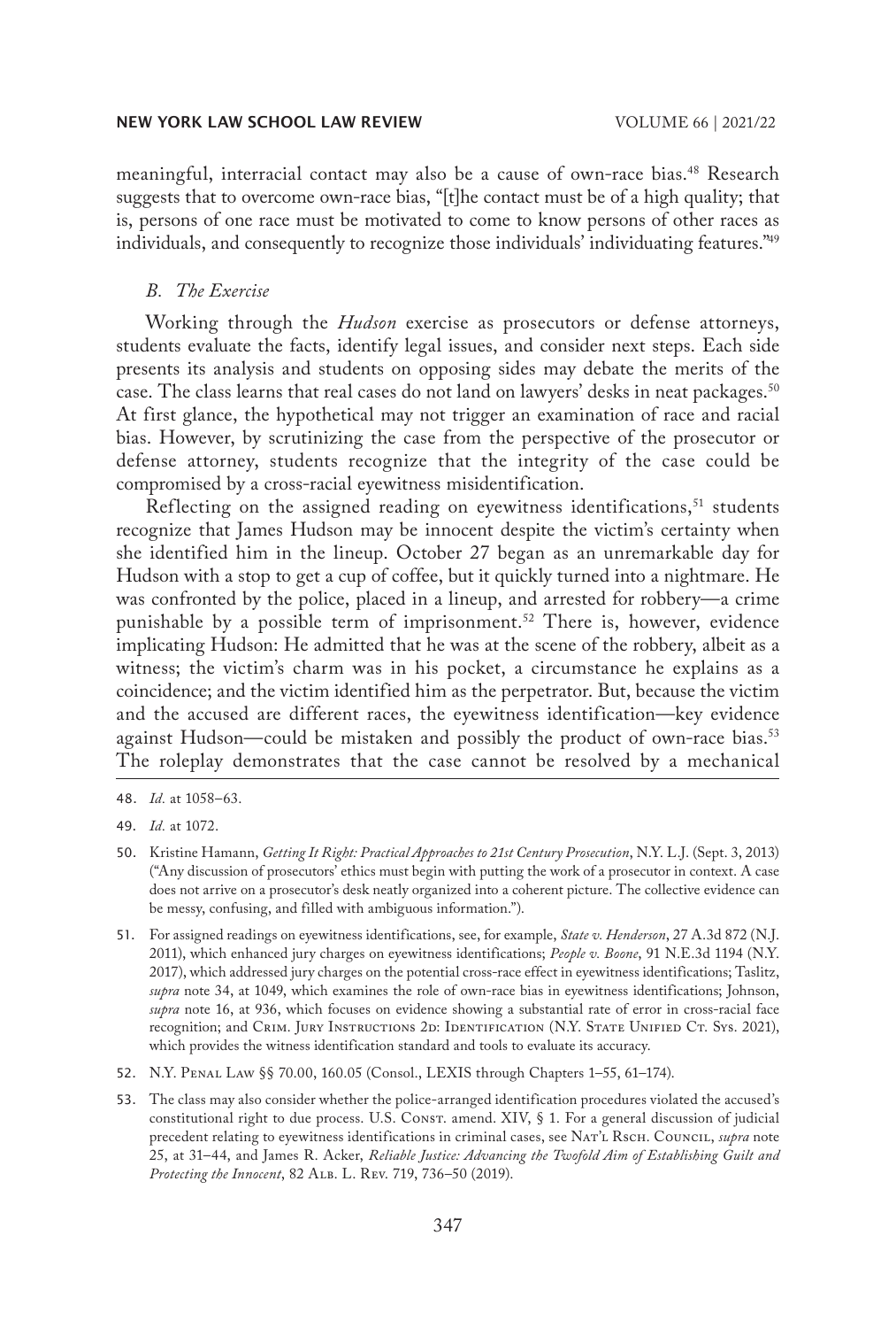meaningful, interracial contact may also be a cause of own-race bias.[48] Research suggests that to overcome own-race bias, "[t]he contact must be of a high quality; that is, persons of one race must be motivated to come to know persons of other races as individuals, and consequently to recognize those individuals' individuating features."[49]

### *B. The Exercise*

Working through the *Hudson* exercise as prosecutors or defense attorneys, students evaluate the facts, identify legal issues, and consider next steps. Each side presents its analysis and students on opposing sides may debate the merits of the case. The class learns that real cases do not land on lawyers' desks in neat packages.[50] At first glance, the hypothetical may not trigger an examination of race and racial bias. However, by scrutinizing the case from the perspective of the prosecutor or defense attorney, students recognize that the integrity of the case could be compromised by a cross-racial eyewitness misidentification.

Reflecting on the assigned reading on eyewitness identifications,[51] students recognize that James Hudson may be innocent despite the victim's certainty when she identified him in the lineup. October 27 began as an unremarkable day for Hudson with a stop to get a cup of coffee, but it quickly turned into a nightmare. He was confronted by the police, placed in a lineup, and arrested for robbery—a crime punishable by a possible term of imprisonment.[52] There is, however, evidence implicating Hudson: He admitted that he was at the scene of the robbery, albeit as a witness; the victim's charm was in his pocket, a circumstance he explains as a coincidence; and the victim identified him as the perpetrator. But, because the victim and the accused are different races, the eyewitness identification—key evidence against Hudson—could be mistaken and possibly the product of own-race bias.[53] The roleplay demonstrates that the case cannot be resolved by a mechanical

---

48. *Id.* at 1058–63.

49. *Id.* at 1072.

50. Kristine Hamann, *Getting It Right: Practical Approaches to 21st Century Prosecution*, N.Y. L.J. (Sept. 3, 2013) ("Any discussion of prosecutors' ethics must begin with putting the work of a prosecutor in context. A case does not arrive on a prosecutor's desk neatly organized into a coherent picture. The collective evidence can be messy, confusing, and filled with ambiguous information.").

51. For assigned readings on eyewitness identifications, see, for example, *State v. Henderson*, 27 A.3d 872 (N.J. 2011), which enhanced jury charges on eyewitness identifications; *People v. Boone*, 91 N.E.3d 1194 (N.Y. 2017), which addressed jury charges on the potential cross-race effect in eyewitness identifications; Taslitz, *supra* note 34, at 1049, which examines the role of own-race bias in eyewitness identifications; Johnson, *supra* note 16, at 936, which focuses on evidence showing a substantial rate of error in cross-racial face recognition; and Crim. Jury Instructions 2d: Identification (N.Y. State Unified Ct. Sys. 2021), which provides the witness identification standard and tools to evaluate its accuracy.

52. N.Y. Penal Law §§ 70.00, 160.05 (Consol., LEXIS through Chapters 1–55, 61–174).

53. The class may also consider whether the police-arranged identification procedures violated the accused's constitutional right to due process. U.S. Const. amend. XIV, § 1. For a general discussion of judicial precedent relating to eyewitness identifications in criminal cases, see Nat'l Rsch. Council, *supra* note 25, at 31–44, and James R. Acker, *Reliable Justice: Advancing the Twofold Aim of Establishing Guilt and Protecting the Innocent*, 82 Alb. L. Rev. 719, 736–50 (2019).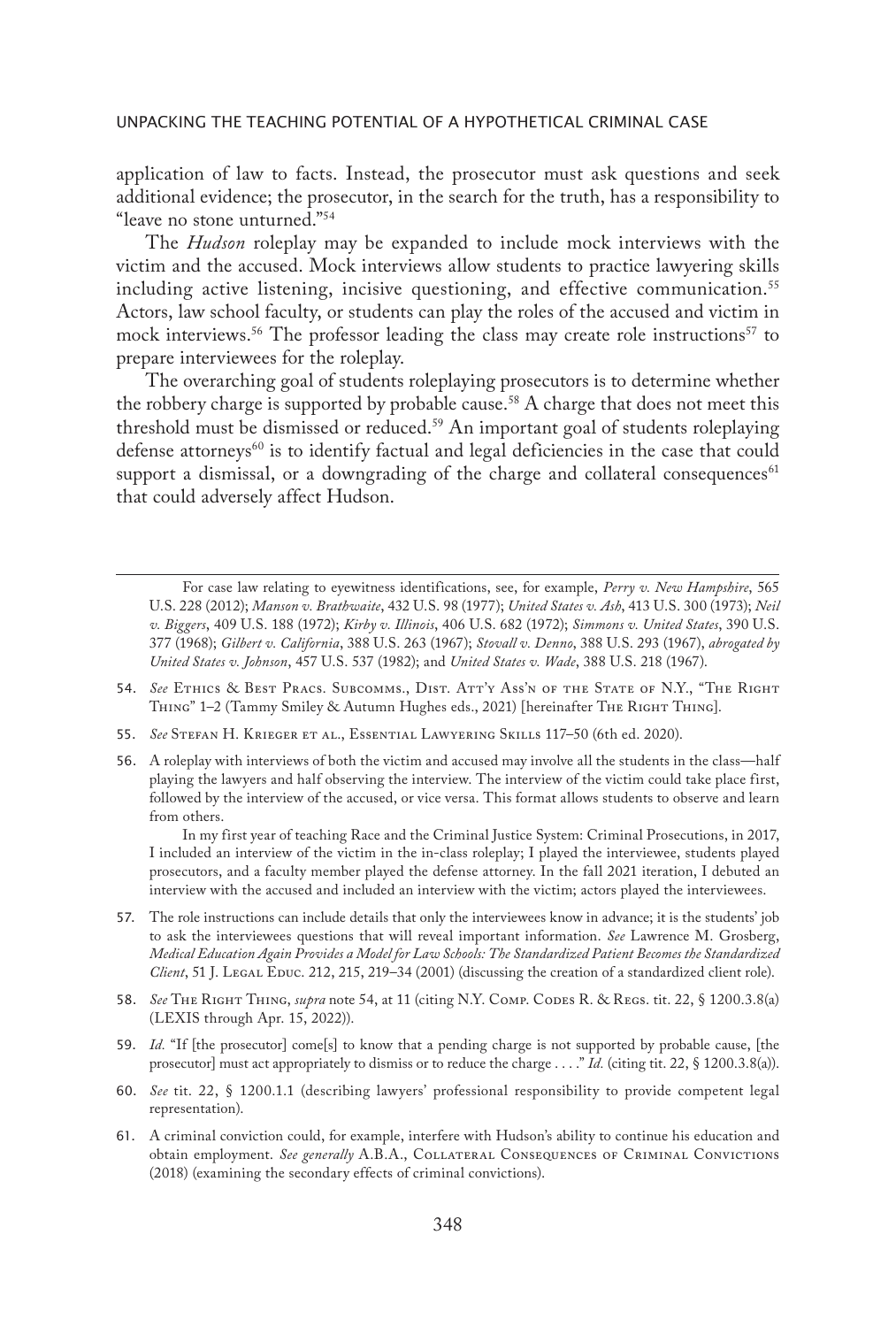application of law to facts. Instead, the prosecutor must ask questions and seek additional evidence; the prosecutor, in the search for the truth, has a responsibility to "leave no stone unturned."[54]

The *Hudson* roleplay may be expanded to include mock interviews with the victim and the accused. Mock interviews allow students to practice lawyering skills including active listening, incisive questioning, and effective communication.[55] Actors, law school faculty, or students can play the roles of the accused and victim in mock interviews.[56] The professor leading the class may create role instructions[57] to prepare interviewees for the roleplay.

The overarching goal of students roleplaying prosecutors is to determine whether the robbery charge is supported by probable cause.[58] A charge that does not meet this threshold must be dismissed or reduced.[59] An important goal of students roleplaying defense attorneys[60] is to identify factual and legal deficiencies in the case that could support a dismissal, or a downgrading of the charge and collateral consequences[61] that could adversely affect Hudson.

---

For case law relating to eyewitness identifications, see, for example, *Perry v. New Hampshire*, 565 U.S. 228 (2012); *Manson v. Brathwaite*, 432 U.S. 98 (1977); *United States v. Ash*, 413 U.S. 300 (1973); *Neil v. Biggers*, 409 U.S. 188 (1972); *Kirby v. Illinois*, 406 U.S. 682 (1972); *Simmons v. United States*, 390 U.S. 377 (1968); *Gilbert v. California*, 388 U.S. 263 (1967); *Stovall v. Denno*, 388 U.S. 293 (1967), *abrogated by United States v. Johnson*, 457 U.S. 537 (1982); and *United States v. Wade*, 388 U.S. 218 (1967).

54. *See* Ethics & Best Pracs. Subcomms., Dist. Att'y Ass'n of the State of N.Y., "The Right Thing" 1–2 (Tammy Smiley & Autumn Hughes eds., 2021) [hereinafter The Right Thing].

55. *See* Stefan H. Krieger et al., Essential Lawyering Skills 117–50 (6th ed. 2020).

56. A roleplay with interviews of both the victim and accused may involve all the students in the class—half playing the lawyers and half observing the interview. The interview of the victim could take place first, followed by the interview of the accused, or vice versa. This format allows students to observe and learn from others.

    In my first year of teaching Race and the Criminal Justice System: Criminal Prosecutions, in 2017, I included an interview of the victim in the in-class roleplay; I played the interviewee, students played prosecutors, and a faculty member played the defense attorney. In the fall 2021 iteration, I debuted an interview with the accused and included an interview with the victim; actors played the interviewees.

57. The role instructions can include details that only the interviewees know in advance; it is the students' job to ask the interviewees questions that will reveal important information. *See* Lawrence M. Grosberg, *Medical Education Again Provides a Model for Law Schools: The Standardized Patient Becomes the Standardized Client*, 51 J. Legal Educ. 212, 215, 219–34 (2001) (discussing the creation of a standardized client role).

58. *See* The Right Thing, *supra* note 54, at 11 (citing N.Y. Comp. Codes R. & Regs. tit. 22, § 1200.3.8(a) (LEXIS through Apr. 15, 2022)).

59. *Id.* "If [the prosecutor] come[s] to know that a pending charge is not supported by probable cause, [the prosecutor] must act appropriately to dismiss or to reduce the charge . . . ." *Id.* (citing tit. 22, § 1200.3.8(a)).

60. *See* tit. 22, § 1200.1.1 (describing lawyers' professional responsibility to provide competent legal representation).

61. A criminal conviction could, for example, interfere with Hudson's ability to continue his education and obtain employment. *See generally* A.B.A., Collateral Consequences of Criminal Convictions (2018) (examining the secondary effects of criminal convictions).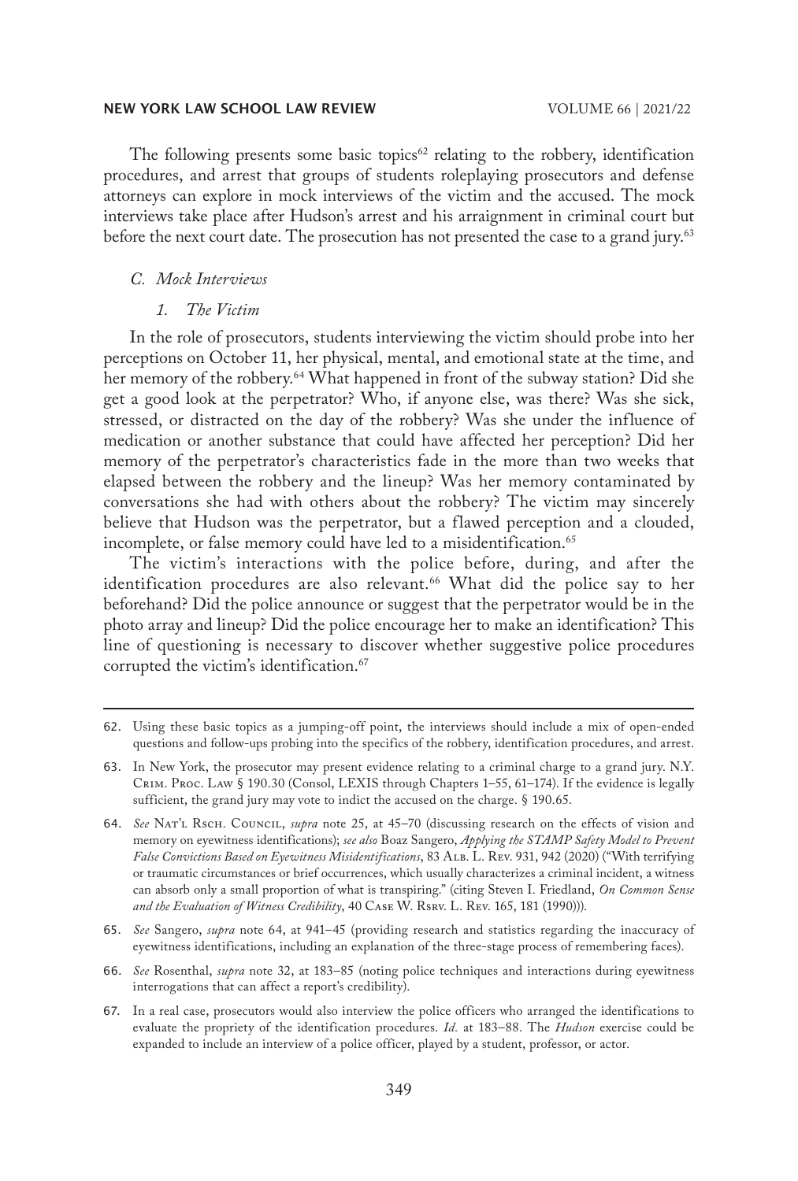The following presents some basic topics[62] relating to the robbery, identification procedures, and arrest that groups of students roleplaying prosecutors and defense attorneys can explore in mock interviews of the victim and the accused. The mock interviews take place after Hudson's arrest and his arraignment in criminal court but before the next court date. The prosecution has not presented the case to a grand jury.[63]

### *C. Mock Interviews*

#### *1. The Victim*

In the role of prosecutors, students interviewing the victim should probe into her perceptions on October 11, her physical, mental, and emotional state at the time, and her memory of the robbery.[64] What happened in front of the subway station? Did she get a good look at the perpetrator? Who, if anyone else, was there? Was she sick, stressed, or distracted on the day of the robbery? Was she under the influence of medication or another substance that could have affected her perception? Did her memory of the perpetrator's characteristics fade in the more than two weeks that elapsed between the robbery and the lineup? Was her memory contaminated by conversations she had with others about the robbery? The victim may sincerely believe that Hudson was the perpetrator, but a flawed perception and a clouded, incomplete, or false memory could have led to a misidentification.[65]

The victim's interactions with the police before, during, and after the identification procedures are also relevant.[66] What did the police say to her beforehand? Did the police announce or suggest that the perpetrator would be in the photo array and lineup? Did the police encourage her to make an identification? This line of questioning is necessary to discover whether suggestive police procedures corrupted the victim's identification.[67]

---

62. Using these basic topics as a jumping-off point, the interviews should include a mix of open-ended questions and follow-ups probing into the specifics of the robbery, identification procedures, and arrest.

63. In New York, the prosecutor may present evidence relating to a criminal charge to a grand jury. N.Y. Crim. Proc. Law § 190.30 (Consol, LEXIS through Chapters 1–55, 61–174). If the evidence is legally sufficient, the grand jury may vote to indict the accused on the charge. § 190.65.

64. *See* Nat'l Rsch. Council, *supra* note 25, at 45–70 (discussing research on the effects of vision and memory on eyewitness identifications); *see also* Boaz Sangero, *Applying the STAMP Safety Model to Prevent False Convictions Based on Eyewitness Misidentifications*, 83 Alb. L. Rev. 931, 942 (2020) ("With terrifying or traumatic circumstances or brief occurrences, which usually characterizes a criminal incident, a witness can absorb only a small proportion of what is transpiring." (citing Steven I. Friedland, *On Common Sense and the Evaluation of Witness Credibility*, 40 Case W. Rsrv. L. Rev. 165, 181 (1990))).

65. *See* Sangero, *supra* note 64, at 941–45 (providing research and statistics regarding the inaccuracy of eyewitness identifications, including an explanation of the three-stage process of remembering faces).

66. *See* Rosenthal, *supra* note 32, at 183–85 (noting police techniques and interactions during eyewitness interrogations that can affect a report's credibility).

67. In a real case, prosecutors would also interview the police officers who arranged the identifications to evaluate the propriety of the identification procedures. *Id.* at 183–88. The *Hudson* exercise could be expanded to include an interview of a police officer, played by a student, professor, or actor.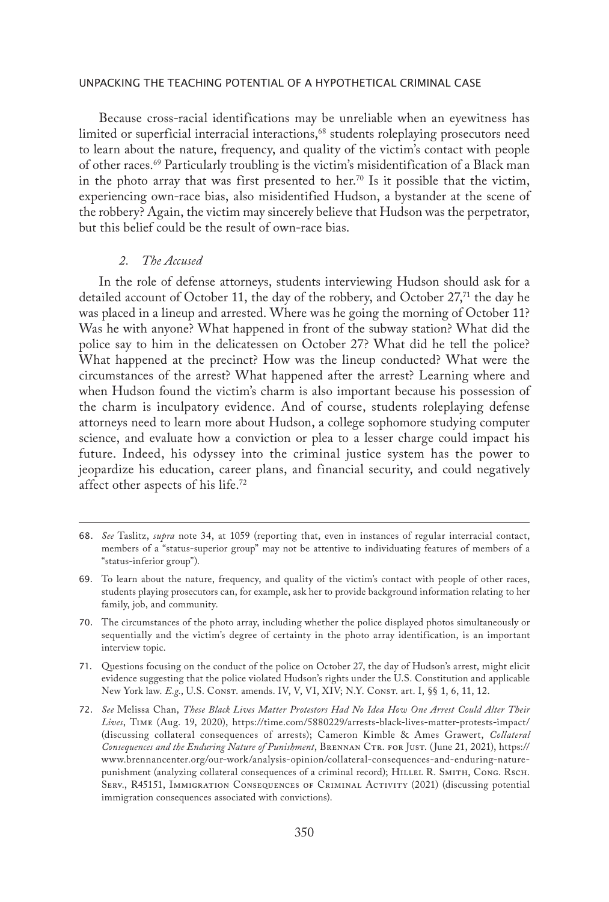Because cross-racial identifications may be unreliable when an eyewitness has limited or superficial interracial interactions,[68] students roleplaying prosecutors need to learn about the nature, frequency, and quality of the victim's contact with people of other races.[69] Particularly troubling is the victim's misidentification of a Black man in the photo array that was first presented to her.[70] Is it possible that the victim, experiencing own-race bias, also misidentified Hudson, a bystander at the scene of the robbery? Again, the victim may sincerely believe that Hudson was the perpetrator, but this belief could be the result of own-race bias.

### 2. *The Accused*

In the role of defense attorneys, students interviewing Hudson should ask for a detailed account of October 11, the day of the robbery, and October 27,[71] the day he was placed in a lineup and arrested. Where was he going the morning of October 11? Was he with anyone? What happened in front of the subway station? What did the police say to him in the delicatessen on October 27? What did he tell the police? What happened at the precinct? How was the lineup conducted? What were the circumstances of the arrest? What happened after the arrest? Learning where and when Hudson found the victim's charm is also important because his possession of the charm is inculpatory evidence. And of course, students roleplaying defense attorneys need to learn more about Hudson, a college sophomore studying computer science, and evaluate how a conviction or plea to a lesser charge could impact his future. Indeed, his odyssey into the criminal justice system has the power to jeopardize his education, career plans, and financial security, and could negatively affect other aspects of his life.[72]

---

68. *See* Taslitz, *supra* note 34, at 1059 (reporting that, even in instances of regular interracial contact, members of a "status-superior group" may not be attentive to individuating features of members of a "status-inferior group").

69. To learn about the nature, frequency, and quality of the victim's contact with people of other races, students playing prosecutors can, for example, ask her to provide background information relating to her family, job, and community.

70. The circumstances of the photo array, including whether the police displayed photos simultaneously or sequentially and the victim's degree of certainty in the photo array identification, is an important interview topic.

71. Questions focusing on the conduct of the police on October 27, the day of Hudson's arrest, might elicit evidence suggesting that the police violated Hudson's rights under the U.S. Constitution and applicable New York law. *E.g.*, U.S. Const. amends. IV, V, VI, XIV; N.Y. Const. art. I, §§ 1, 6, 11, 12.

72. *See* Melissa Chan, *These Black Lives Matter Protestors Had No Idea How One Arrest Could Alter Their Lives*, Time (Aug. 19, 2020), https://time.com/5880229/arrests-black-lives-matter-protests-impact/ (discussing collateral consequences of arrests); Cameron Kimble & Ames Grawert, *Collateral Consequences and the Enduring Nature of Punishment*, Brennan Ctr. for Just. (June 21, 2021), https://www.brennancenter.org/our-work/analysis-opinion/collateral-consequences-and-enduring-nature-punishment (analyzing collateral consequences of a criminal record); Hillel R. Smith, Cong. Rsch. Serv., R45151, Immigration Consequences of Criminal Activity (2021) (discussing potential immigration consequences associated with convictions).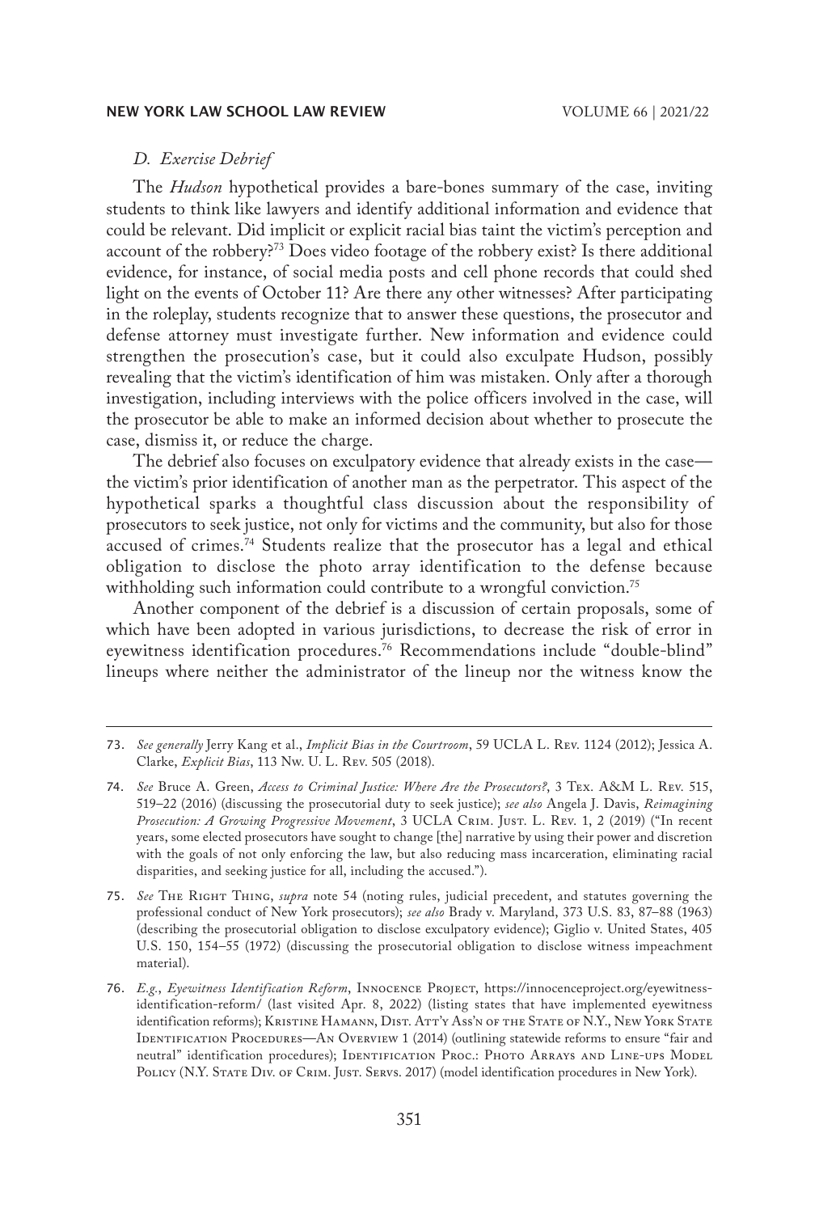### *D. Exercise Debrief*

The *Hudson* hypothetical provides a bare-bones summary of the case, inviting students to think like lawyers and identify additional information and evidence that could be relevant. Did implicit or explicit racial bias taint the victim's perception and account of the robbery?[73] Does video footage of the robbery exist? Is there additional evidence, for instance, of social media posts and cell phone records that could shed light on the events of October 11? Are there any other witnesses? After participating in the roleplay, students recognize that to answer these questions, the prosecutor and defense attorney must investigate further. New information and evidence could strengthen the prosecution's case, but it could also exculpate Hudson, possibly revealing that the victim's identification of him was mistaken. Only after a thorough investigation, including interviews with the police officers involved in the case, will the prosecutor be able to make an informed decision about whether to prosecute the case, dismiss it, or reduce the charge.

The debrief also focuses on exculpatory evidence that already exists in the case—the victim's prior identification of another man as the perpetrator. This aspect of the hypothetical sparks a thoughtful class discussion about the responsibility of prosecutors to seek justice, not only for victims and the community, but also for those accused of crimes.[74] Students realize that the prosecutor has a legal and ethical obligation to disclose the photo array identification to the defense because withholding such information could contribute to a wrongful conviction.[75]

Another component of the debrief is a discussion of certain proposals, some of which have been adopted in various jurisdictions, to decrease the risk of error in eyewitness identification procedures.[76] Recommendations include "double-blind" lineups where neither the administrator of the lineup nor the witness know the

---

73. *See generally* Jerry Kang et al., *Implicit Bias in the Courtroom*, 59 UCLA L. Rev. 1124 (2012); Jessica A. Clarke, *Explicit Bias*, 113 Nw. U. L. Rev. 505 (2018).

74. *See* Bruce A. Green, *Access to Criminal Justice: Where Are the Prosecutors?*, 3 Tex. A&M L. Rev. 515, 519–22 (2016) (discussing the prosecutorial duty to seek justice); *see also* Angela J. Davis, *Reimagining Prosecution: A Growing Progressive Movement*, 3 UCLA Crim. Just. L. Rev. 1, 2 (2019) ("In recent years, some elected prosecutors have sought to change [the] narrative by using their power and discretion with the goals of not only enforcing the law, but also reducing mass incarceration, eliminating racial disparities, and seeking justice for all, including the accused.").

75. *See* The Right Thing, *supra* note 54 (noting rules, judicial precedent, and statutes governing the professional conduct of New York prosecutors); *see also* Brady v. Maryland, 373 U.S. 83, 87–88 (1963) (describing the prosecutorial obligation to disclose exculpatory evidence); Giglio v. United States, 405 U.S. 150, 154–55 (1972) (discussing the prosecutorial obligation to disclose witness impeachment material).

76. *E.g.*, *Eyewitness Identification Reform*, Innocence Project, https://innocenceproject.org/eyewitness-identification-reform/ (last visited Apr. 8, 2022) (listing states that have implemented eyewitness identification reforms); Kristine Hamann, Dist. Att'y Ass'n of the State of N.Y., New York State Identification Procedures—An Overview 1 (2014) (outlining statewide reforms to ensure "fair and neutral" identification procedures); Identification Proc.: Photo Arrays and Line-ups Model Policy (N.Y. State Div. of Crim. Just. Servs. 2017) (model identification procedures in New York).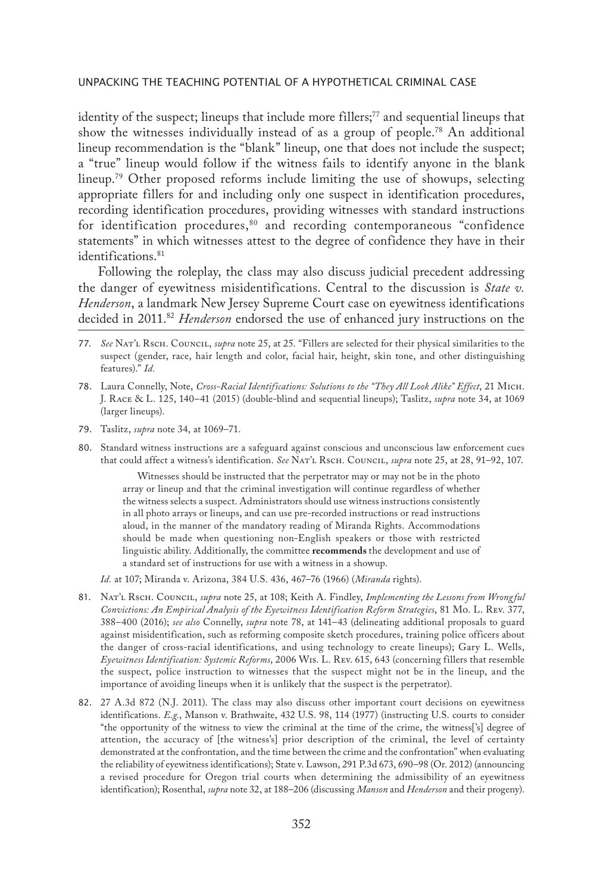identity of the suspect; lineups that include more fillers;[77] and sequential lineups that show the witnesses individually instead of as a group of people.[78] An additional lineup recommendation is the "blank" lineup, one that does not include the suspect; a "true" lineup would follow if the witness fails to identify anyone in the blank lineup.[79] Other proposed reforms include limiting the use of showups, selecting appropriate fillers for and including only one suspect in identification procedures, recording identification procedures, providing witnesses with standard instructions for identification procedures,[80] and recording contemporaneous "confidence statements" in which witnesses attest to the degree of confidence they have in their identifications.[81]

Following the roleplay, the class may also discuss judicial precedent addressing the danger of eyewitness misidentifications. Central to the discussion is *State v. Henderson*, a landmark New Jersey Supreme Court case on eyewitness identifications decided in 2011.[82] *Henderson* endorsed the use of enhanced jury instructions on the

---

77. *See* Nat'l Rsch. Council, *supra* note 25, at 25. "Fillers are selected for their physical similarities to the suspect (gender, race, hair length and color, facial hair, height, skin tone, and other distinguishing features)." *Id.*

78. Laura Connelly, Note, *Cross-Racial Identifications: Solutions to the "They All Look Alike" Effect*, 21 Mich. J. Race & L. 125, 140–41 (2015) (double-blind and sequential lineups); Taslitz, *supra* note 34, at 1069 (larger lineups).

79. Taslitz, *supra* note 34, at 1069–71.

80. Standard witness instructions are a safeguard against conscious and unconscious law enforcement cues that could affect a witness's identification. *See* Nat'l Rsch. Council, *supra* note 25, at 28, 91–92, 107.

> Witnesses should be instructed that the perpetrator may or may not be in the photo array or lineup and that the criminal investigation will continue regardless of whether the witness selects a suspect. Administrators should use witness instructions consistently in all photo arrays or lineups, and can use pre-recorded instructions or read instructions aloud, in the manner of the mandatory reading of Miranda Rights. Accommodations should be made when questioning non-English speakers or those with restricted linguistic ability. Additionally, the committee **recommends** the development and use of a standard set of instructions for use with a witness in a showup.

*Id.* at 107; Miranda v. Arizona, 384 U.S. 436, 467–76 (1966) (*Miranda* rights).

81. Nat'l Rsch. Council, *supra* note 25, at 108; Keith A. Findley, *Implementing the Lessons from Wrongful Convictions: An Empirical Analysis of the Eyewitness Identification Reform Strategies*, 81 Mo. L. Rev. 377, 388–400 (2016); *see also* Connelly, *supra* note 78, at 141–43 (delineating additional proposals to guard against misidentification, such as reforming composite sketch procedures, training police officers about the danger of cross-racial identifications, and using technology to create lineups); Gary L. Wells, *Eyewitness Identification: Systemic Reforms*, 2006 Wis. L. Rev. 615, 643 (concerning fillers that resemble the suspect, police instruction to witnesses that the suspect might not be in the lineup, and the importance of avoiding lineups when it is unlikely that the suspect is the perpetrator).

82. 27 A.3d 872 (N.J. 2011). The class may also discuss other important court decisions on eyewitness identifications. *E.g.*, Manson v. Brathwaite, 432 U.S. 98, 114 (1977) (instructing U.S. courts to consider "the opportunity of the witness to view the criminal at the time of the crime, the witness['s] degree of attention, the accuracy of [the witness's] prior description of the criminal, the level of certainty demonstrated at the confrontation, and the time between the crime and the confrontation" when evaluating the reliability of eyewitness identifications); State v. Lawson, 291 P.3d 673, 690–98 (Or. 2012) (announcing a revised procedure for Oregon trial courts when determining the admissibility of an eyewitness identification); Rosenthal, *supra* note 32, at 188–206 (discussing *Manson* and *Henderson* and their progeny).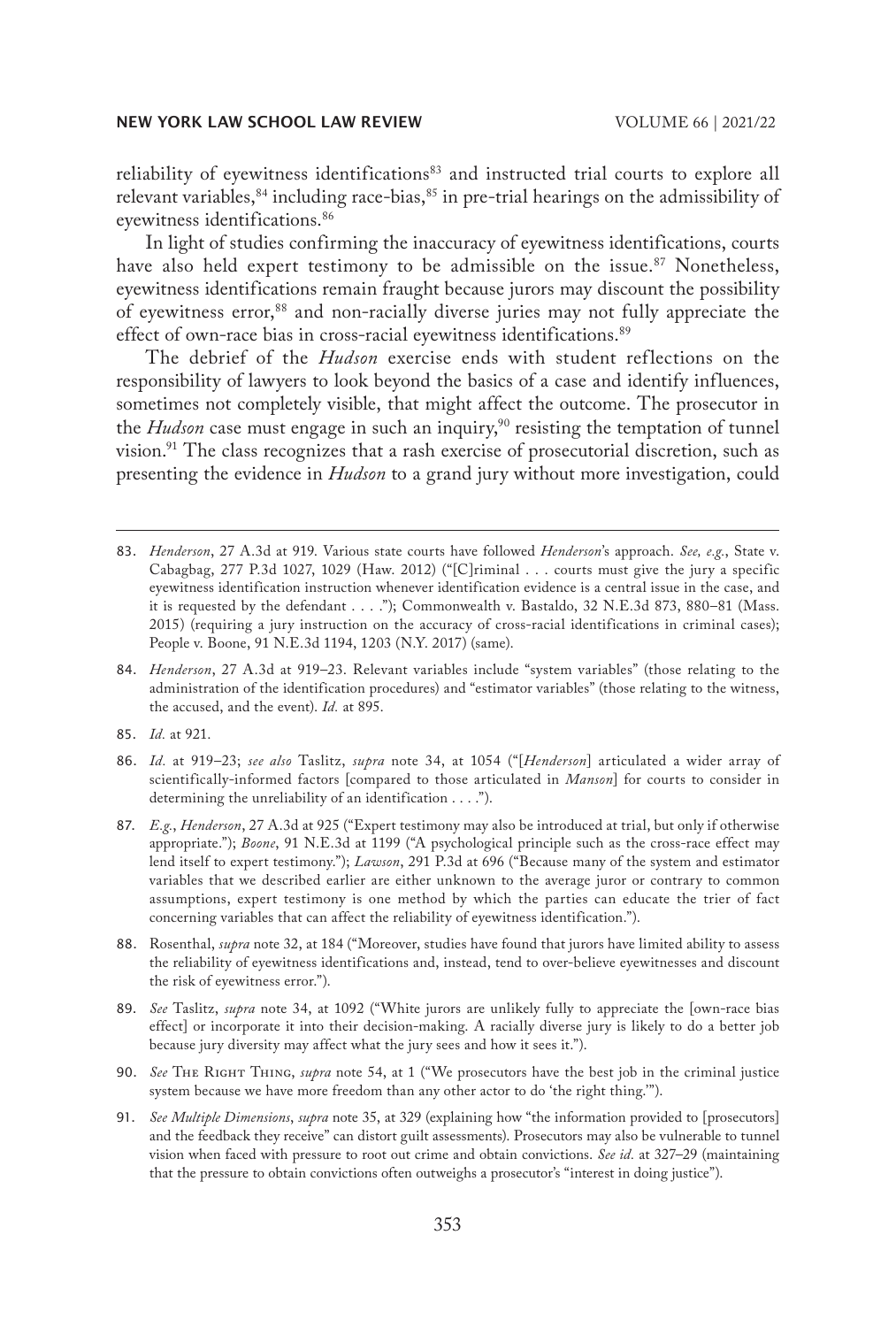reliability of eyewitness identifications[83] and instructed trial courts to explore all relevant variables,[84] including race-bias,[85] in pre-trial hearings on the admissibility of eyewitness identifications.[86]

In light of studies confirming the inaccuracy of eyewitness identifications, courts have also held expert testimony to be admissible on the issue.[87] Nonetheless, eyewitness identifications remain fraught because jurors may discount the possibility of eyewitness error,[88] and non-racially diverse juries may not fully appreciate the effect of own-race bias in cross-racial eyewitness identifications.[89]

The debrief of the *Hudson* exercise ends with student reflections on the responsibility of lawyers to look beyond the basics of a case and identify influences, sometimes not completely visible, that might affect the outcome. The prosecutor in the *Hudson* case must engage in such an inquiry,[90] resisting the temptation of tunnel vision.[91] The class recognizes that a rash exercise of prosecutorial discretion, such as presenting the evidence in *Hudson* to a grand jury without more investigation, could

---

83. *Henderson*, 27 A.3d at 919. Various state courts have followed *Henderson*'s approach. *See, e.g.*, State v. Cabagbag, 277 P.3d 1027, 1029 (Haw. 2012) ("[C]riminal . . . courts must give the jury a specific eyewitness identification instruction whenever identification evidence is a central issue in the case, and it is requested by the defendant . . . ."); Commonwealth v. Bastaldo, 32 N.E.3d 873, 880–81 (Mass. 2015) (requiring a jury instruction on the accuracy of cross-racial identifications in criminal cases); People v. Boone, 91 N.E.3d 1194, 1203 (N.Y. 2017) (same).

84. *Henderson*, 27 A.3d at 919–23. Relevant variables include "system variables" (those relating to the administration of the identification procedures) and "estimator variables" (those relating to the witness, the accused, and the event). *Id.* at 895.

85. *Id.* at 921.

86. *Id.* at 919–23; *see also* Taslitz, *supra* note 34, at 1054 ("[*Henderson*] articulated a wider array of scientifically-informed factors [compared to those articulated in *Manson*] for courts to consider in determining the unreliability of an identification . . . .").

87. *E.g.*, *Henderson*, 27 A.3d at 925 ("Expert testimony may also be introduced at trial, but only if otherwise appropriate."); *Boone*, 91 N.E.3d at 1199 ("A psychological principle such as the cross-race effect may lend itself to expert testimony."); *Lawson*, 291 P.3d at 696 ("Because many of the system and estimator variables that we described earlier are either unknown to the average juror or contrary to common assumptions, expert testimony is one method by which the parties can educate the trier of fact concerning variables that can affect the reliability of eyewitness identification.").

88. Rosenthal, *supra* note 32, at 184 ("Moreover, studies have found that jurors have limited ability to assess the reliability of eyewitness identifications and, instead, tend to over-believe eyewitnesses and discount the risk of eyewitness error.").

89. *See* Taslitz, *supra* note 34, at 1092 ("White jurors are unlikely fully to appreciate the [own-race bias effect] or incorporate it into their decision-making. A racially diverse jury is likely to do a better job because jury diversity may affect what the jury sees and how it sees it.").

90. *See* The Right Thing, *supra* note 54, at 1 ("We prosecutors have the best job in the criminal justice system because we have more freedom than any other actor to do 'the right thing.'").

91. *See Multiple Dimensions*, *supra* note 35, at 329 (explaining how "the information provided to [prosecutors] and the feedback they receive" can distort guilt assessments). Prosecutors may also be vulnerable to tunnel vision when faced with pressure to root out crime and obtain convictions. *See id.* at 327–29 (maintaining that the pressure to obtain convictions often outweighs a prosecutor's "interest in doing justice").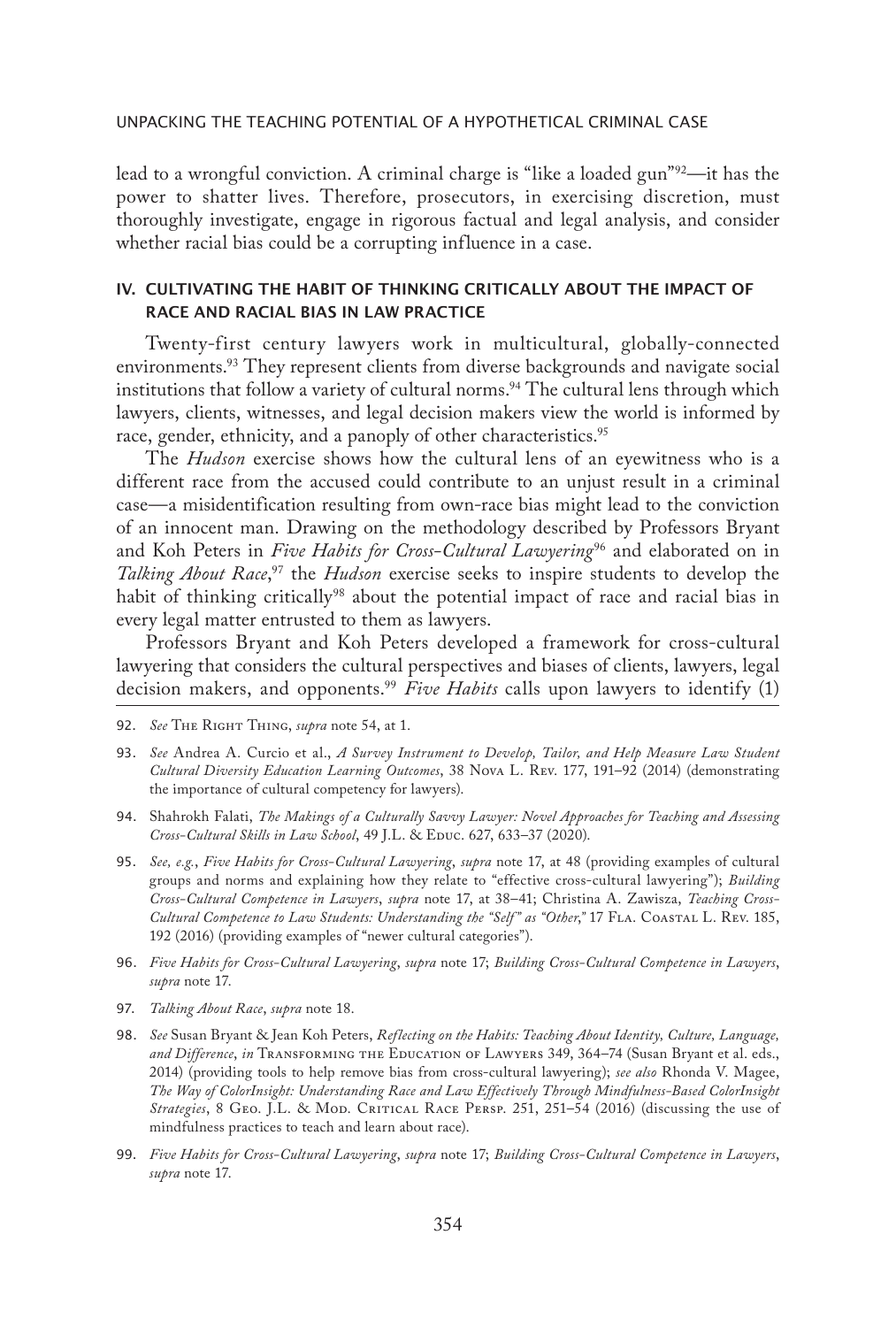lead to a wrongful conviction. A criminal charge is "like a loaded gun"[92]—it has the power to shatter lives. Therefore, prosecutors, in exercising discretion, must thoroughly investigate, engage in rigorous factual and legal analysis, and consider whether racial bias could be a corrupting influence in a case.

## IV. CULTIVATING THE HABIT OF THINKING CRITICALLY ABOUT THE IMPACT OF RACE AND RACIAL BIAS IN LAW PRACTICE

Twenty-first century lawyers work in multicultural, globally-connected environments.[93] They represent clients from diverse backgrounds and navigate social institutions that follow a variety of cultural norms.[94] The cultural lens through which lawyers, clients, witnesses, and legal decision makers view the world is informed by race, gender, ethnicity, and a panoply of other characteristics.[95]

The *Hudson* exercise shows how the cultural lens of an eyewitness who is a different race from the accused could contribute to an unjust result in a criminal case—a misidentification resulting from own-race bias might lead to the conviction of an innocent man. Drawing on the methodology described by Professors Bryant and Koh Peters in *Five Habits for Cross-Cultural Lawyering*[96] and elaborated on in *Talking About Race*,[97] the *Hudson* exercise seeks to inspire students to develop the habit of thinking critically[98] about the potential impact of race and racial bias in every legal matter entrusted to them as lawyers.

Professors Bryant and Koh Peters developed a framework for cross-cultural lawyering that considers the cultural perspectives and biases of clients, lawyers, legal decision makers, and opponents.[99] *Five Habits* calls upon lawyers to identify (1)

92. *See* The Right Thing, *supra* note 54, at 1.

93. *See* Andrea A. Curcio et al., *A Survey Instrument to Develop, Tailor, and Help Measure Law Student Cultural Diversity Education Learning Outcomes*, 38 Nova L. Rev. 177, 191–92 (2014) (demonstrating the importance of cultural competency for lawyers).

94. Shahrokh Falati, *The Makings of a Culturally Savvy Lawyer: Novel Approaches for Teaching and Assessing Cross-Cultural Skills in Law School*, 49 J.L. & Educ. 627, 633–37 (2020).

95. *See, e.g.*, *Five Habits for Cross-Cultural Lawyering*, *supra* note 17, at 48 (providing examples of cultural groups and norms and explaining how they relate to "effective cross-cultural lawyering"); *Building Cross-Cultural Competence in Lawyers*, *supra* note 17, at 38–41; Christina A. Zawisza, *Teaching Cross-Cultural Competence to Law Students: Understanding the "Self" as "Other*,*"* 17 Fla. Coastal L. Rev. 185, 192 (2016) (providing examples of "newer cultural categories").

96. *Five Habits for Cross-Cultural Lawyering*, *supra* note 17; *Building Cross-Cultural Competence in Lawyers*, *supra* note 17.

97. *Talking About Race*, *supra* note 18.

98. *See* Susan Bryant & Jean Koh Peters, *Reflecting on the Habits: Teaching About Identity, Culture, Language, and Difference*, *in* Transforming the Education of Lawyers 349, 364–74 (Susan Bryant et al. eds., 2014) (providing tools to help remove bias from cross-cultural lawyering); *see also* Rhonda V. Magee, *The Way of ColorInsight: Understanding Race and Law Effectively Through Mindfulness-Based ColorInsight Strategies*, 8 Geo. J.L. & Mod. Critical Race Persp. 251, 251–54 (2016) (discussing the use of mindfulness practices to teach and learn about race).

99. *Five Habits for Cross-Cultural Lawyering*, *supra* note 17; *Building Cross-Cultural Competence in Lawyers*, *supra* note 17.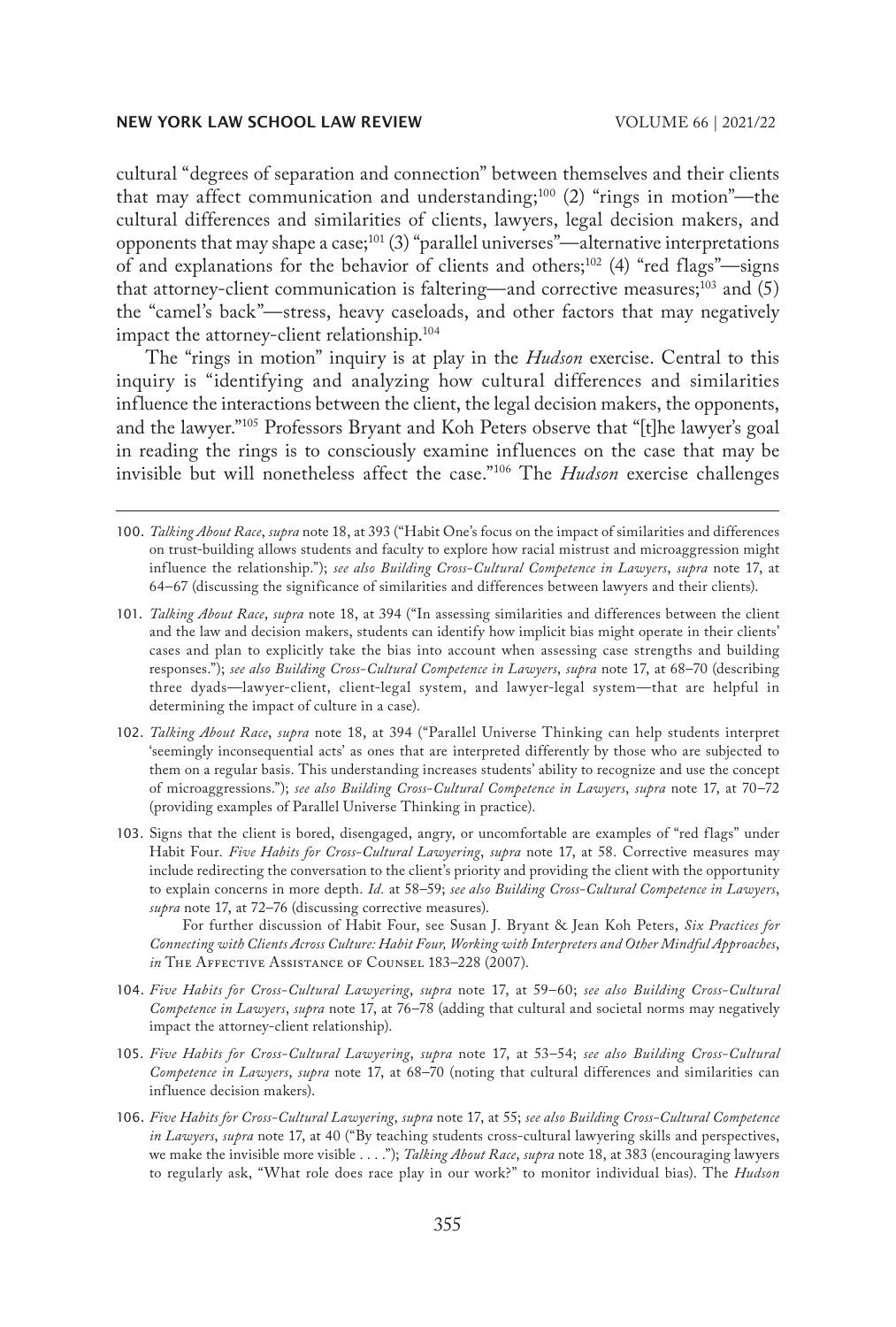cultural "degrees of separation and connection" between themselves and their clients that may affect communication and understanding;[100] (2) "rings in motion"—the cultural differences and similarities of clients, lawyers, legal decision makers, and opponents that may shape a case;[101] (3) "parallel universes"—alternative interpretations of and explanations for the behavior of clients and others;[102] (4) "red flags"—signs that attorney-client communication is faltering—and corrective measures;[103] and (5) the "camel's back"—stress, heavy caseloads, and other factors that may negatively impact the attorney-client relationship.[104]

The "rings in motion" inquiry is at play in the *Hudson* exercise. Central to this inquiry is "identifying and analyzing how cultural differences and similarities influence the interactions between the client, the legal decision makers, the opponents, and the lawyer."[105] Professors Bryant and Koh Peters observe that "[t]he lawyer's goal in reading the rings is to consciously examine influences on the case that may be invisible but will nonetheless affect the case."[106] The *Hudson* exercise challenges

---

100. *Talking About Race*, *supra* note 18, at 393 ("Habit One's focus on the impact of similarities and differences on trust-building allows students and faculty to explore how racial mistrust and microaggression might influence the relationship."); *see also Building Cross-Cultural Competence in Lawyers*, *supra* note 17, at 64–67 (discussing the significance of similarities and differences between lawyers and their clients).

101. *Talking About Race*, *supra* note 18, at 394 ("In assessing similarities and differences between the client and the law and decision makers, students can identify how implicit bias might operate in their clients' cases and plan to explicitly take the bias into account when assessing case strengths and building responses."); *see also Building Cross-Cultural Competence in Lawyers*, *supra* note 17, at 68–70 (describing three dyads—lawyer-client, client-legal system, and lawyer-legal system—that are helpful in determining the impact of culture in a case).

102. *Talking About Race*, *supra* note 18, at 394 ("Parallel Universe Thinking can help students interpret 'seemingly inconsequential acts' as ones that are interpreted differently by those who are subjected to them on a regular basis. This understanding increases students' ability to recognize and use the concept of microaggressions."); *see also Building Cross-Cultural Competence in Lawyers*, *supra* note 17, at 70–72 (providing examples of Parallel Universe Thinking in practice).

103. Signs that the client is bored, disengaged, angry, or uncomfortable are examples of "red flags" under Habit Four. *Five Habits for Cross-Cultural Lawyering*, *supra* note 17, at 58. Corrective measures may include redirecting the conversation to the client's priority and providing the client with the opportunity to explain concerns in more depth. *Id.* at 58–59; *see also Building Cross-Cultural Competence in Lawyers*, *supra* note 17, at 72–76 (discussing corrective measures).

    For further discussion of Habit Four, see Susan J. Bryant & Jean Koh Peters, *Six Practices for Connecting with Clients Across Culture: Habit Four, Working with Interpreters and Other Mindful Approaches*, *in* The Affective Assistance of Counsel 183–228 (2007).

104. *Five Habits for Cross-Cultural Lawyering*, *supra* note 17, at 59–60; *see also Building Cross-Cultural Competence in Lawyers*, *supra* note 17, at 76–78 (adding that cultural and societal norms may negatively impact the attorney-client relationship).

105. *Five Habits for Cross-Cultural Lawyering*, *supra* note 17, at 53–54; *see also Building Cross-Cultural Competence in Lawyers*, *supra* note 17, at 68–70 (noting that cultural differences and similarities can influence decision makers).

106. *Five Habits for Cross-Cultural Lawyering*, *supra* note 17, at 55; *see also Building Cross-Cultural Competence in Lawyers*, *supra* note 17, at 40 ("By teaching students cross-cultural lawyering skills and perspectives, we make the invisible more visible . . . ."); *Talking About Race*, *supra* note 18, at 383 (encouraging lawyers to regularly ask, "What role does race play in our work?" to monitor individual bias). The *Hudson*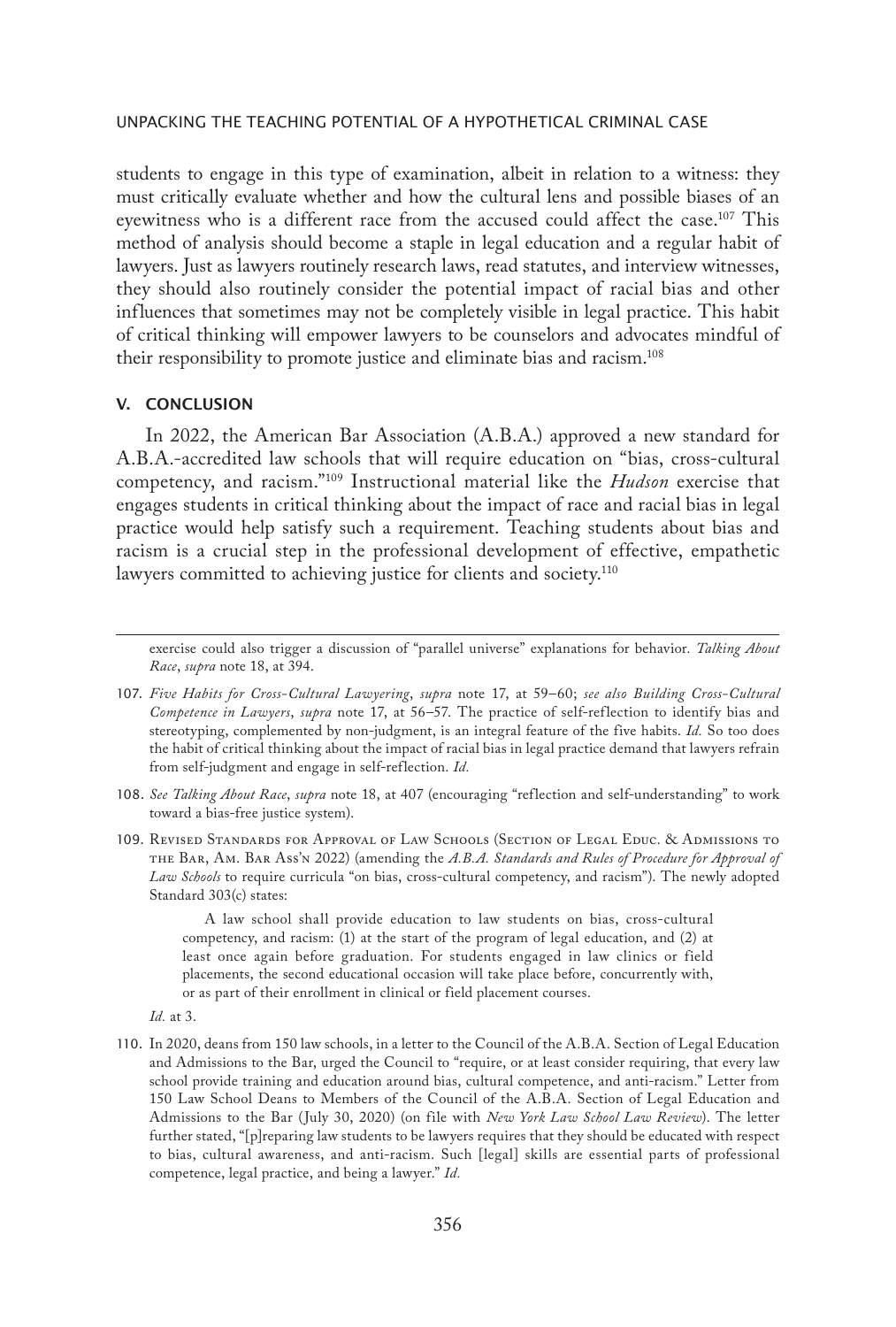students to engage in this type of examination, albeit in relation to a witness: they must critically evaluate whether and how the cultural lens and possible biases of an eyewitness who is a different race from the accused could affect the case.[107] This method of analysis should become a staple in legal education and a regular habit of lawyers. Just as lawyers routinely research laws, read statutes, and interview witnesses, they should also routinely consider the potential impact of racial bias and other influences that sometimes may not be completely visible in legal practice. This habit of critical thinking will empower lawyers to be counselors and advocates mindful of their responsibility to promote justice and eliminate bias and racism.[108]

## V. CONCLUSION

In 2022, the American Bar Association (A.B.A.) approved a new standard for A.B.A.-accredited law schools that will require education on "bias, cross-cultural competency, and racism."[109] Instructional material like the *Hudson* exercise that engages students in critical thinking about the impact of race and racial bias in legal practice would help satisfy such a requirement. Teaching students about bias and racism is a crucial step in the professional development of effective, empathetic lawyers committed to achieving justice for clients and society.[110]

---

exercise could also trigger a discussion of "parallel universe" explanations for behavior. *Talking About Race*, *supra* note 18, at 394.

107. *Five Habits for Cross-Cultural Lawyering*, *supra* note 17, at 59–60; *see also Building Cross-Cultural Competence in Lawyers*, *supra* note 17, at 56–57. The practice of self-reflection to identify bias and stereotyping, complemented by non-judgment, is an integral feature of the five habits. *Id.* So too does the habit of critical thinking about the impact of racial bias in legal practice demand that lawyers refrain from self-judgment and engage in self-reflection. *Id.*

108. *See Talking About Race*, *supra* note 18, at 407 (encouraging "reflection and self-understanding" to work toward a bias-free justice system).

109. Revised Standards for Approval of Law Schools (Section of Legal Educ. & Admissions to the Bar, Am. Bar Ass'n 2022) (amending the *A.B.A. Standards and Rules of Procedure for Approval of Law Schools* to require curricula "on bias, cross-cultural competency, and racism"). The newly adopted Standard 303(c) states:

> A law school shall provide education to law students on bias, cross-cultural competency, and racism: (1) at the start of the program of legal education, and (2) at least once again before graduation. For students engaged in law clinics or field placements, the second educational occasion will take place before, concurrently with, or as part of their enrollment in clinical or field placement courses.

*Id.* at 3.

110. In 2020, deans from 150 law schools, in a letter to the Council of the A.B.A. Section of Legal Education and Admissions to the Bar, urged the Council to "require, or at least consider requiring, that every law school provide training and education around bias, cultural competence, and anti-racism." Letter from 150 Law School Deans to Members of the Council of the A.B.A. Section of Legal Education and Admissions to the Bar (July 30, 2020) (on file with *New York Law School Law Review*). The letter further stated, "[p]reparing law students to be lawyers requires that they should be educated with respect to bias, cultural awareness, and anti-racism. Such [legal] skills are essential parts of professional competence, legal practice, and being a lawyer." *Id.*